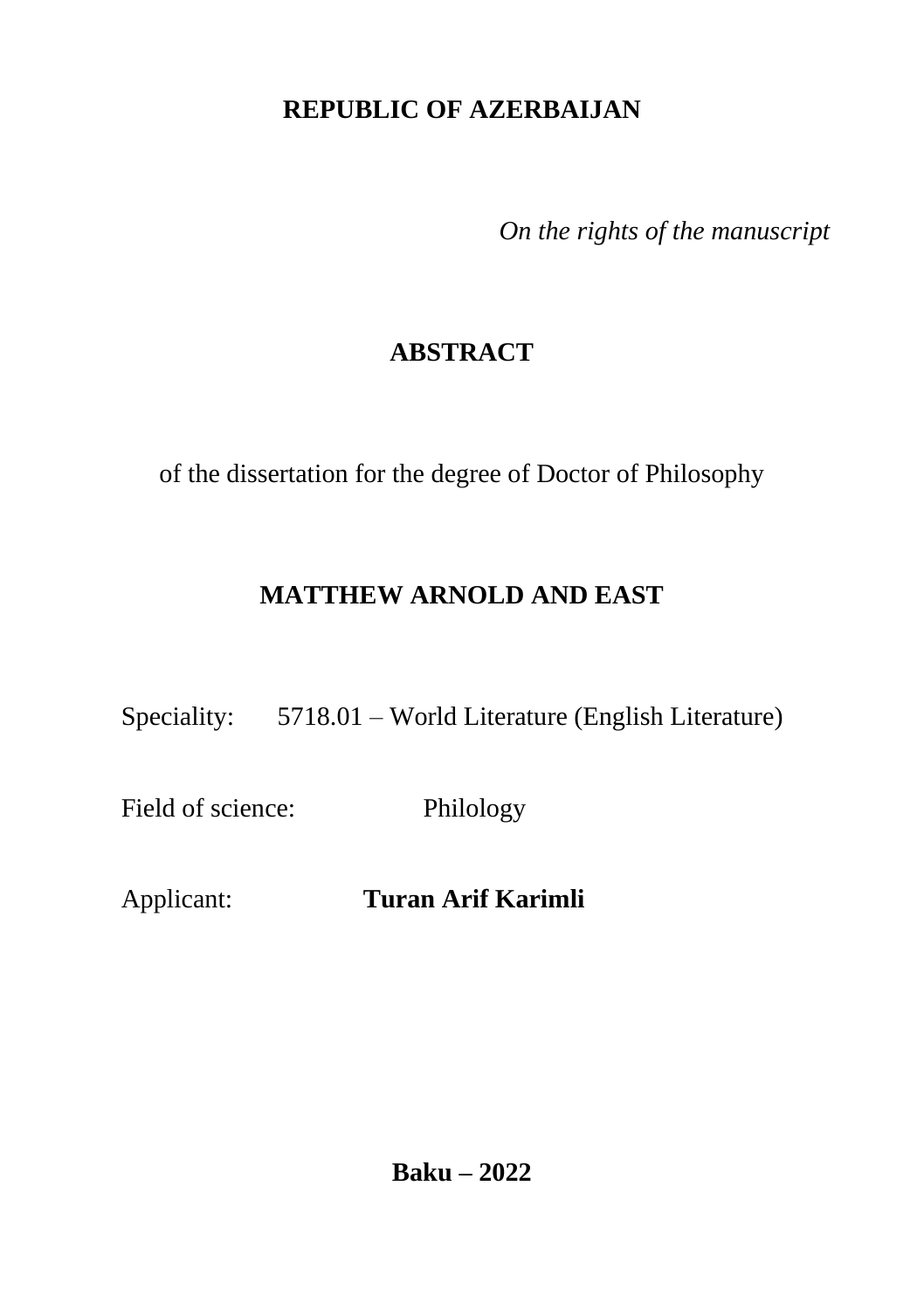**REPUBLIC OF AZERBAIJAN**

*On the rights of the manuscript*

# ABSTRACT

of the dissertation for the degree of Doctor of Philosophy

# MATTHEW ARNOLD AND EAST

Speciality: 5718.01 – World Literature (English Literature)

Field of science: Philology

Applicant: **Turan Arif Karimli**

**Baku – 2022**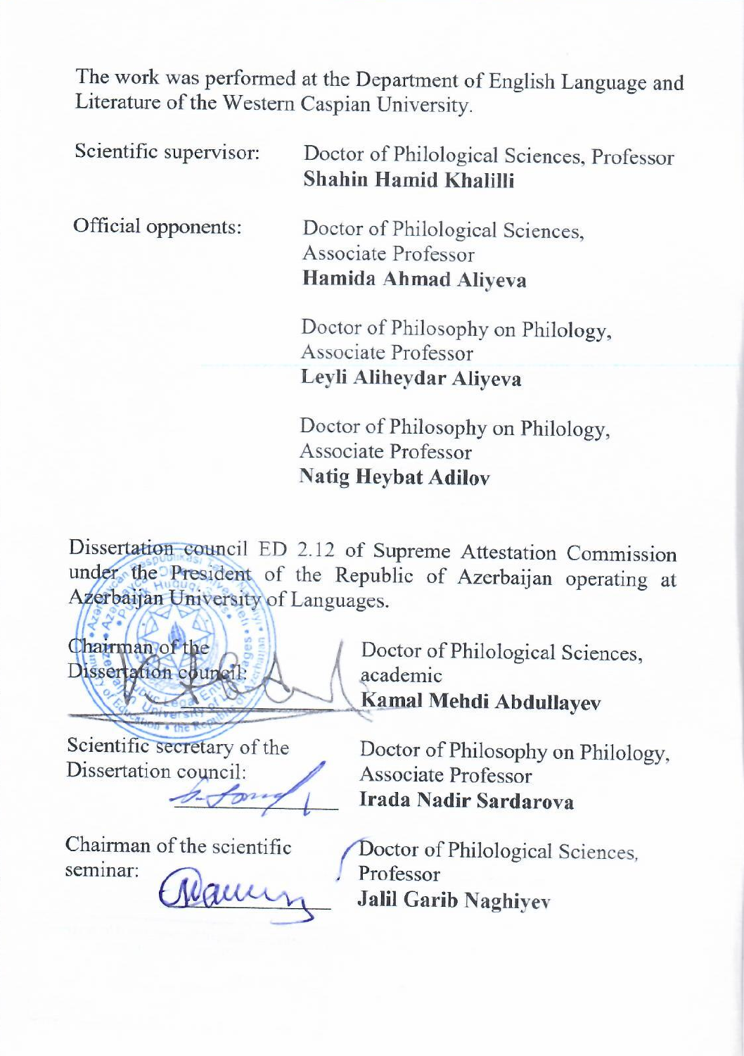The work was performed at the Department of English Language and Literature of the Western Caspian University.

Scientific supervisor: Doctor of Philological Sciences, Professor
**Shahin Hamid Khalilli**

Official opponents: Doctor of Philological Sciences, Associate Professor
**Hamida Ahmad Aliyeva**

Doctor of Philosophy on Philology, Associate Professor
**Leyli Aliheydar Aliyeva**

Doctor of Philosophy on Philology, Associate Professor
**Natig Heybat Adilov**

Dissertation council ED 2.12 of Supreme Attestation Commission under the President of the Republic of Azerbaijan operating at Azerbaijan University of Languages.

Chairman of the Dissertation council: Doctor of Philological Sciences, academic
**Kamal Mehdi Abdullayev**

Scientific secretary of the Dissertation council: Doctor of Philosophy on Philology, Associate Professor
**Irada Nadir Sardarova**

Chairman of the scientific seminar: Doctor of Philological Sciences, Professor
**Jalil Garib Naghiyev**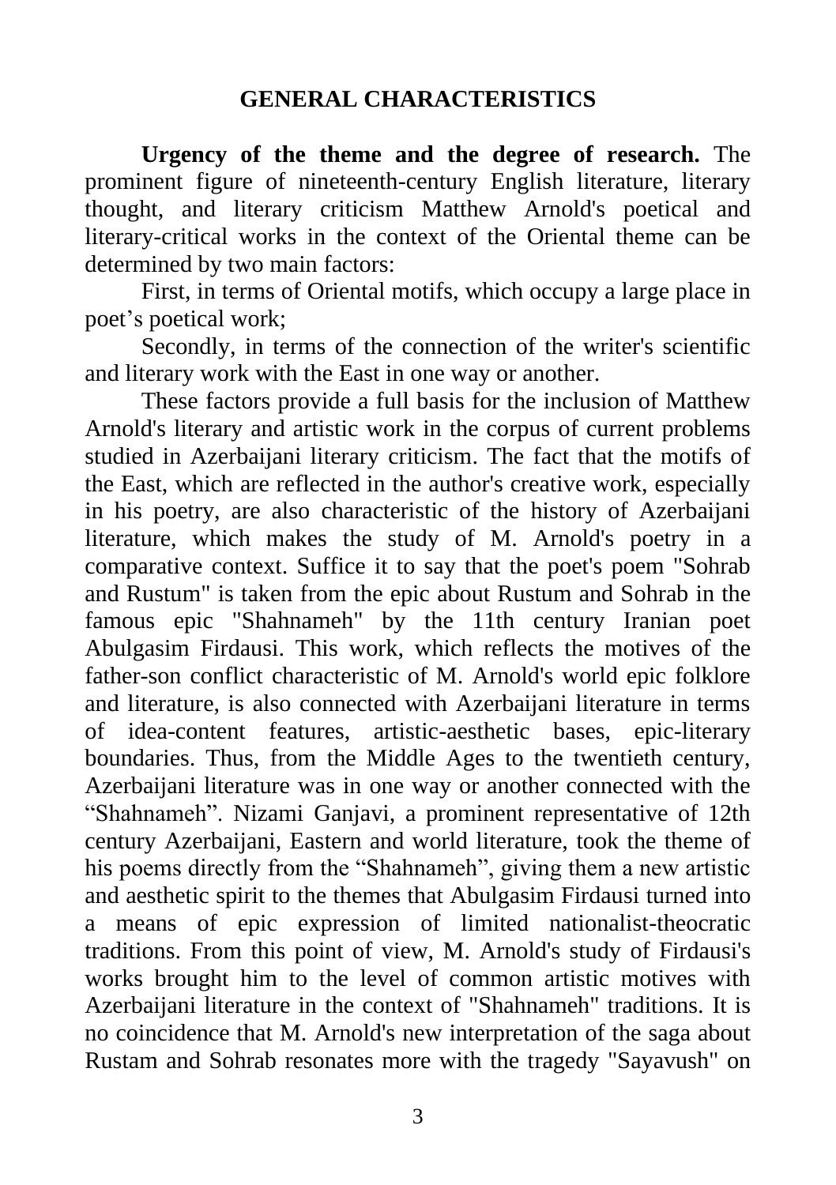## GENERAL CHARACTERISTICS

**Urgency of the theme and the degree of research.** The prominent figure of nineteenth-century English literature, literary thought, and literary criticism Matthew Arnold's poetical and literary-critical works in the context of the Oriental theme can be determined by two main factors:

First, in terms of Oriental motifs, which occupy a large place in poet's poetical work;

Secondly, in terms of the connection of the writer's scientific and literary work with the East in one way or another.

These factors provide a full basis for the inclusion of Matthew Arnold's literary and artistic work in the corpus of current problems studied in Azerbaijani literary criticism. The fact that the motifs of the East, which are reflected in the author's creative work, especially in his poetry, are also characteristic of the history of Azerbaijani literature, which makes the study of M. Arnold's poetry in a comparative context. Suffice it to say that the poet's poem "Sohrab and Rustum" is taken from the epic about Rustum and Sohrab in the famous epic "Shahnameh" by the 11th century Iranian poet Abulgasim Firdausi. This work, which reflects the motives of the father-son conflict characteristic of M. Arnold's world epic folklore and literature, is also connected with Azerbaijani literature in terms of idea-content features, artistic-aesthetic bases, epic-literary boundaries. Thus, from the Middle Ages to the twentieth century, Azerbaijani literature was in one way or another connected with the "Shahnameh". Nizami Ganjavi, a prominent representative of 12th century Azerbaijani, Eastern and world literature, took the theme of his poems directly from the "Shahnameh", giving them a new artistic and aesthetic spirit to the themes that Abulgasim Firdausi turned into a means of epic expression of limited nationalist-theocratic traditions. From this point of view, M. Arnold's study of Firdausi's works brought him to the level of common artistic motives with Azerbaijani literature in the context of "Shahnameh" traditions. It is no coincidence that M. Arnold's new interpretation of the saga about Rustam and Sohrab resonates more with the tragedy "Sayavush" on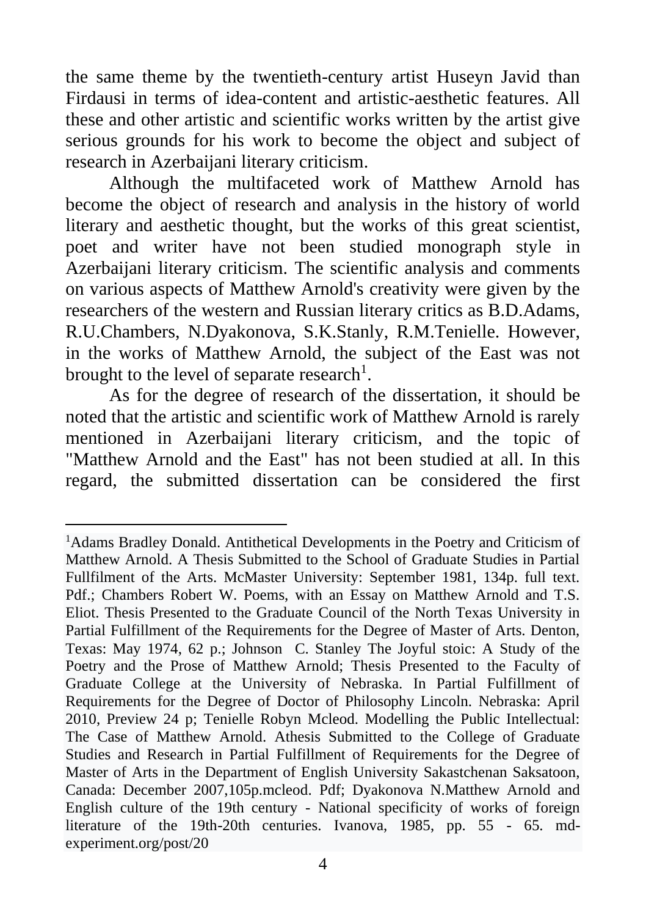the same theme by the twentieth-century artist Huseyn Javid than Firdausi in terms of idea-content and artistic-aesthetic features. All these and other artistic and scientific works written by the artist give serious grounds for his work to become the object and subject of research in Azerbaijani literary criticism.

Although the multifaceted work of Matthew Arnold has become the object of research and analysis in the history of world literary and aesthetic thought, but the works of this great scientist, poet and writer have not been studied monograph style in Azerbaijani literary criticism. The scientific analysis and comments on various aspects of Matthew Arnold's creativity were given by the researchers of the western and Russian literary critics as B.D.Adams, R.U.Chambers, N.Dyakonova, S.K.Stanly, R.M.Tenielle. However, in the works of Matthew Arnold, the subject of the East was not brought to the level of separate research[1].

As for the degree of research of the dissertation, it should be noted that the artistic and scientific work of Matthew Arnold is rarely mentioned in Azerbaijani literary criticism, and the topic of "Matthew Arnold and the East" has not been studied at all. In this regard, the submitted dissertation can be considered the first

---

[1]Adams Bradley Donald. Antithetical Developments in the Poetry and Criticism of Matthew Arnold. A Thesis Submitted to the School of Graduate Studies in Partial Fullfilment of the Arts. McMaster University: September 1981, 134p. full text. Pdf.; Chambers Robert W. Poems, with an Essay on Matthew Arnold and T.S. Eliot. Thesis Presented to the Graduate Council of the North Texas University in Partial Fulfillment of the Requirements for the Degree of Master of Arts. Denton, Texas: May 1974, 62 p.; Johnson C. Stanley The Joyful stoic: A Study of the Poetry and the Prose of Matthew Arnold; Thesis Presented to the Faculty of Graduate College at the University of Nebraska. In Partial Fulfillment of Requirements for the Degree of Doctor of Philosophy Lincoln. Nebraska: April 2010, Preview 24 p; Tenielle Robyn Mcleod. Modelling the Public Intellectual: The Case of Matthew Arnold. Athesis Submitted to the College of Graduate Studies and Research in Partial Fulfillment of Requirements for the Degree of Master of Arts in the Department of English University Sakastchenan Saksatoon, Canada: December 2007,105p.mcleod. Pdf; Dyakonova N.Matthew Arnold and English culture of the 19th century - National specificity of works of foreign literature of the 19th-20th centuries. Ivanova, 1985, pp. 55 - 65. md-experiment.org/post/20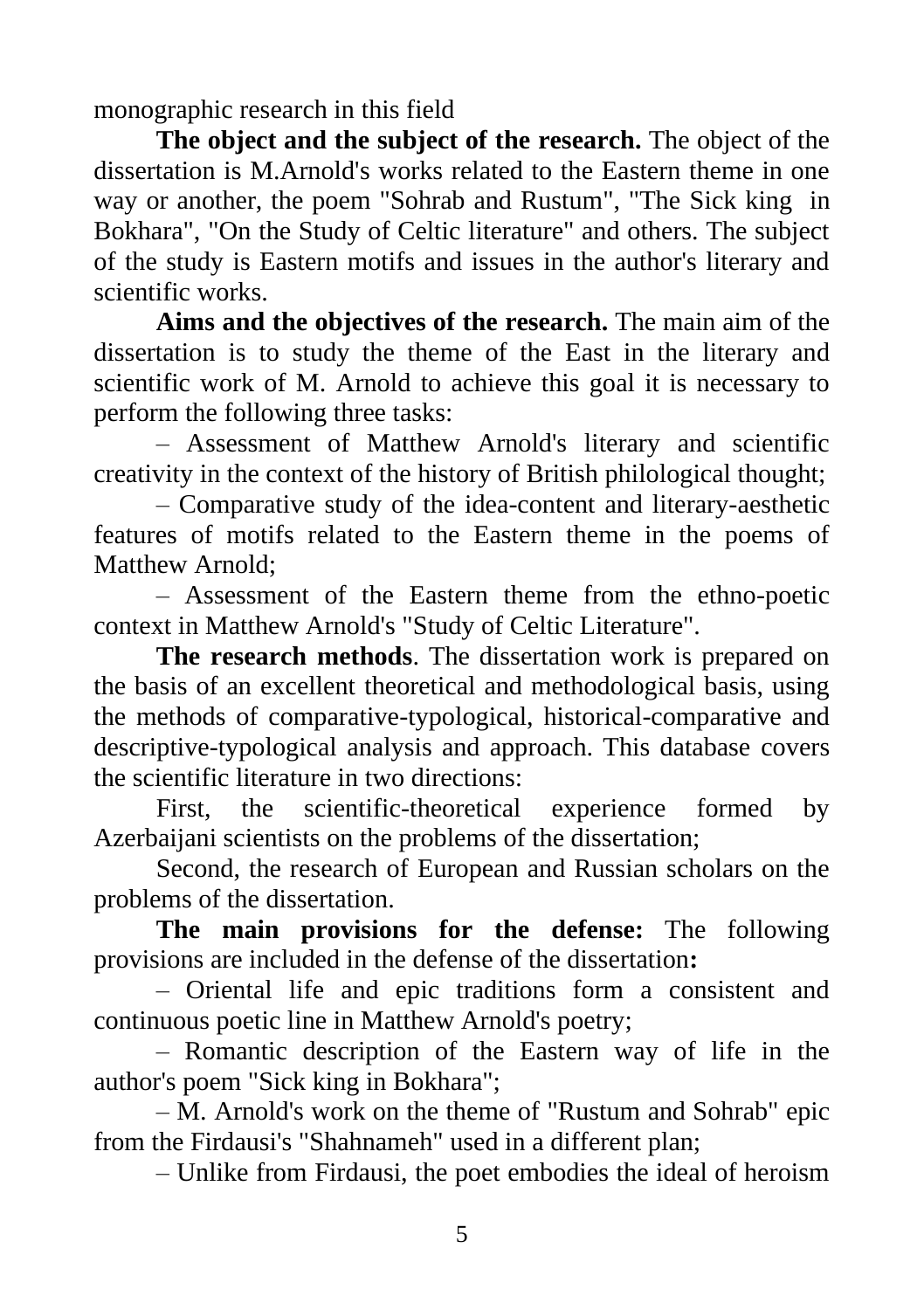monographic research in this field

**The object and the subject of the research.** The object of the dissertation is M.Arnold's works related to the Eastern theme in one way or another, the poem "Sohrab and Rustum", "The Sick king in Bokhara", "On the Study of Celtic literature" and others. The subject of the study is Eastern motifs and issues in the author's literary and scientific works.

**Aims and the objectives of the research.** The main aim of the dissertation is to study the theme of the East in the literary and scientific work of M. Arnold to achieve this goal it is necessary to perform the following three tasks:

– Assessment of Matthew Arnold's literary and scientific creativity in the context of the history of British philological thought;

– Comparative study of the idea-content and literary-aesthetic features of motifs related to the Eastern theme in the poems of Matthew Arnold;

– Assessment of the Eastern theme from the ethno-poetic context in Matthew Arnold's "Study of Celtic Literature".

**The research methods**. The dissertation work is prepared on the basis of an excellent theoretical and methodological basis, using the methods of comparative-typological, historical-comparative and descriptive-typological analysis and approach. This database covers the scientific literature in two directions:

First, the scientific-theoretical experience formed by Azerbaijani scientists on the problems of the dissertation;

Second, the research of European and Russian scholars on the problems of the dissertation.

**The main provisions for the defense:** The following provisions are included in the defense of the dissertation**:**

– Oriental life and epic traditions form a consistent and continuous poetic line in Matthew Arnold's poetry;

– Romantic description of the Eastern way of life in the author's poem "Sick king in Bokhara";

– M. Arnold's work on the theme of "Rustum and Sohrab" epic from the Firdausi's "Shahnameh" used in a different plan;

– Unlike from Firdausi, the poet embodies the ideal of heroism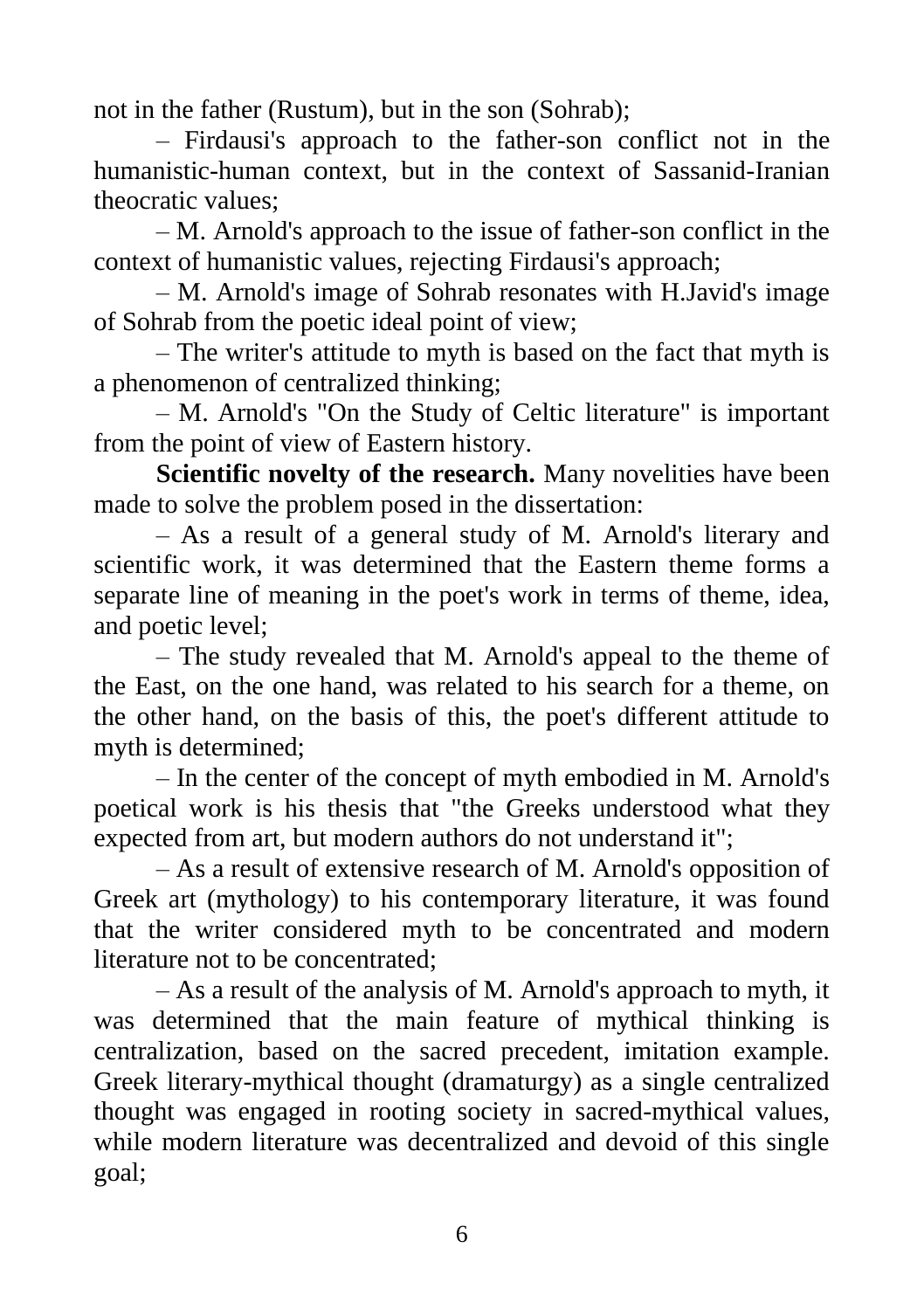not in the father (Rustum), but in the son (Sohrab);

– Firdausi's approach to the father-son conflict not in the humanistic-human context, but in the context of Sassanid-Iranian theocratic values;

– M. Arnold's approach to the issue of father-son conflict in the context of humanistic values, rejecting Firdausi's approach;

– M. Arnold's image of Sohrab resonates with H.Javid's image of Sohrab from the poetic ideal point of view;

– The writer's attitude to myth is based on the fact that myth is a phenomenon of centralized thinking;

– M. Arnold's "On the Study of Celtic literature" is important from the point of view of Eastern history.

**Scientific novelty of the research.** Many novelities have been made to solve the problem posed in the dissertation:

– As a result of a general study of M. Arnold's literary and scientific work, it was determined that the Eastern theme forms a separate line of meaning in the poet's work in terms of theme, idea, and poetic level;

– The study revealed that M. Arnold's appeal to the theme of the East, on the one hand, was related to his search for a theme, on the other hand, on the basis of this, the poet's different attitude to myth is determined;

– In the center of the concept of myth embodied in M. Arnold's poetical work is his thesis that "the Greeks understood what they expected from art, but modern authors do not understand it";

– As a result of extensive research of M. Arnold's opposition of Greek art (mythology) to his contemporary literature, it was found that the writer considered myth to be concentrated and modern literature not to be concentrated;

– As a result of the analysis of M. Arnold's approach to myth, it was determined that the main feature of mythical thinking is centralization, based on the sacred precedent, imitation example. Greek literary-mythical thought (dramaturgy) as a single centralized thought was engaged in rooting society in sacred-mythical values, while modern literature was decentralized and devoid of this single goal;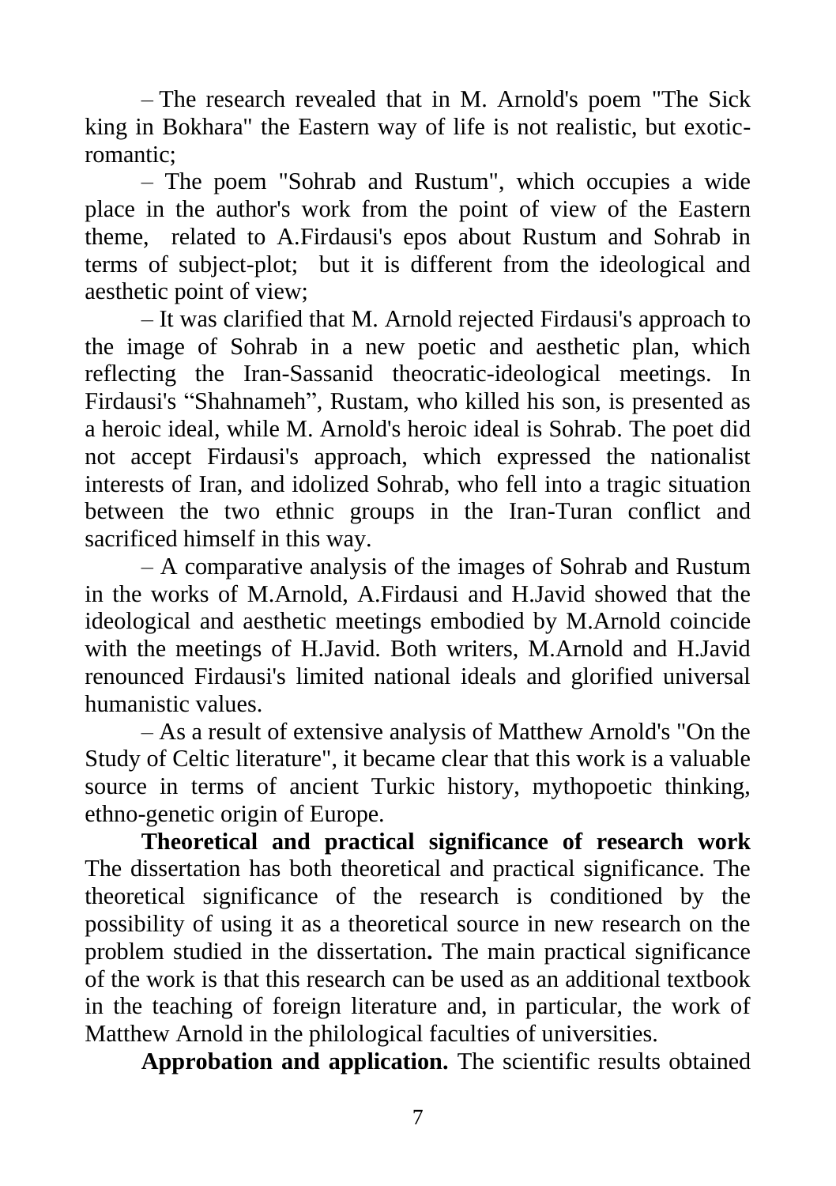– The research revealed that in M. Arnold's poem "The Sick king in Bokhara" the Eastern way of life is not realistic, but exotic-romantic;

– The poem "Sohrab and Rustum", which occupies a wide place in the author's work from the point of view of the Eastern theme, related to A.Firdausi's epos about Rustum and Sohrab in terms of subject-plot; but it is different from the ideological and aesthetic point of view;

– It was clarified that M. Arnold rejected Firdausi's approach to the image of Sohrab in a new poetic and aesthetic plan, which reflecting the Iran-Sassanid theocratic-ideological meetings. In Firdausi's "Shahnameh", Rustam, who killed his son, is presented as a heroic ideal, while M. Arnold's heroic ideal is Sohrab. The poet did not accept Firdausi's approach, which expressed the nationalist interests of Iran, and idolized Sohrab, who fell into a tragic situation between the two ethnic groups in the Iran-Turan conflict and sacrificed himself in this way.

– A comparative analysis of the images of Sohrab and Rustum in the works of M.Arnold, A.Firdausi and H.Javid showed that the ideological and aesthetic meetings embodied by M.Arnold coincide with the meetings of H.Javid. Both writers, M.Arnold and H.Javid renounced Firdausi's limited national ideals and glorified universal humanistic values.

– As a result of extensive analysis of Matthew Arnold's "On the Study of Celtic literature", it became clear that this work is a valuable source in terms of ancient Turkic history, mythopoetic thinking, ethno-genetic origin of Europe.

**Theoretical and practical significance of research work** The dissertation has both theoretical and practical significance. The theoretical significance of the research is conditioned by the possibility of using it as a theoretical source in new research on the problem studied in the dissertation**.** The main practical significance of the work is that this research can be used as an additional textbook in the teaching of foreign literature and, in particular, the work of Matthew Arnold in the philological faculties of universities.

**Approbation and application.** The scientific results obtained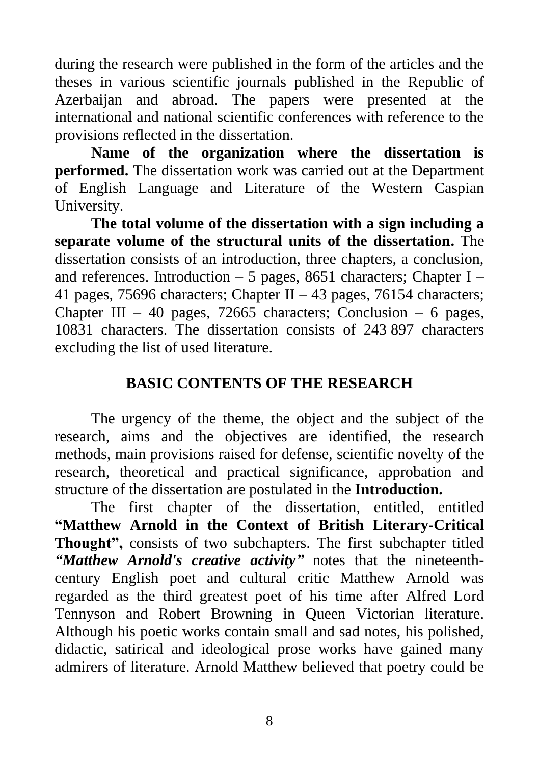during the research were published in the form of the articles and the theses in various scientific journals published in the Republic of Azerbaijan and abroad. The papers were presented at the international and national scientific conferences with reference to the provisions reflected in the dissertation.

**Name of the organization where the dissertation is performed.** The dissertation work was carried out at the Department of English Language and Literature of the Western Caspian University.

**The total volume of the dissertation with a sign including a separate volume of the structural units of the dissertation.** The dissertation consists of an introduction, three chapters, a conclusion, and references. Introduction – 5 pages, 8651 characters; Chapter I – 41 pages, 75696 characters; Chapter II – 43 pages, 76154 characters; Chapter III – 40 pages, 72665 characters; Conclusion – 6 pages, 10831 characters. The dissertation consists of 243 897 characters excluding the list of used literature.

## BASIC CONTENTS OF THE RESEARCH

The urgency of the theme, the object and the subject of the research, aims and the objectives are identified, the research methods, main provisions raised for defense, scientific novelty of the research, theoretical and practical significance, approbation and structure of the dissertation are postulated in the **Introduction.**

The first chapter of the dissertation, entitled, entitled **"Matthew Arnold in the Context of British Literary-Critical Thought",** consists of two subchapters. The first subchapter titled ***"Matthew Arnold's creative activity"*** notes that the nineteenth-century English poet and cultural critic Matthew Arnold was regarded as the third greatest poet of his time after Alfred Lord Tennyson and Robert Browning in Queen Victorian literature. Although his poetic works contain small and sad notes, his polished, didactic, satirical and ideological prose works have gained many admirers of literature. Arnold Matthew believed that poetry could be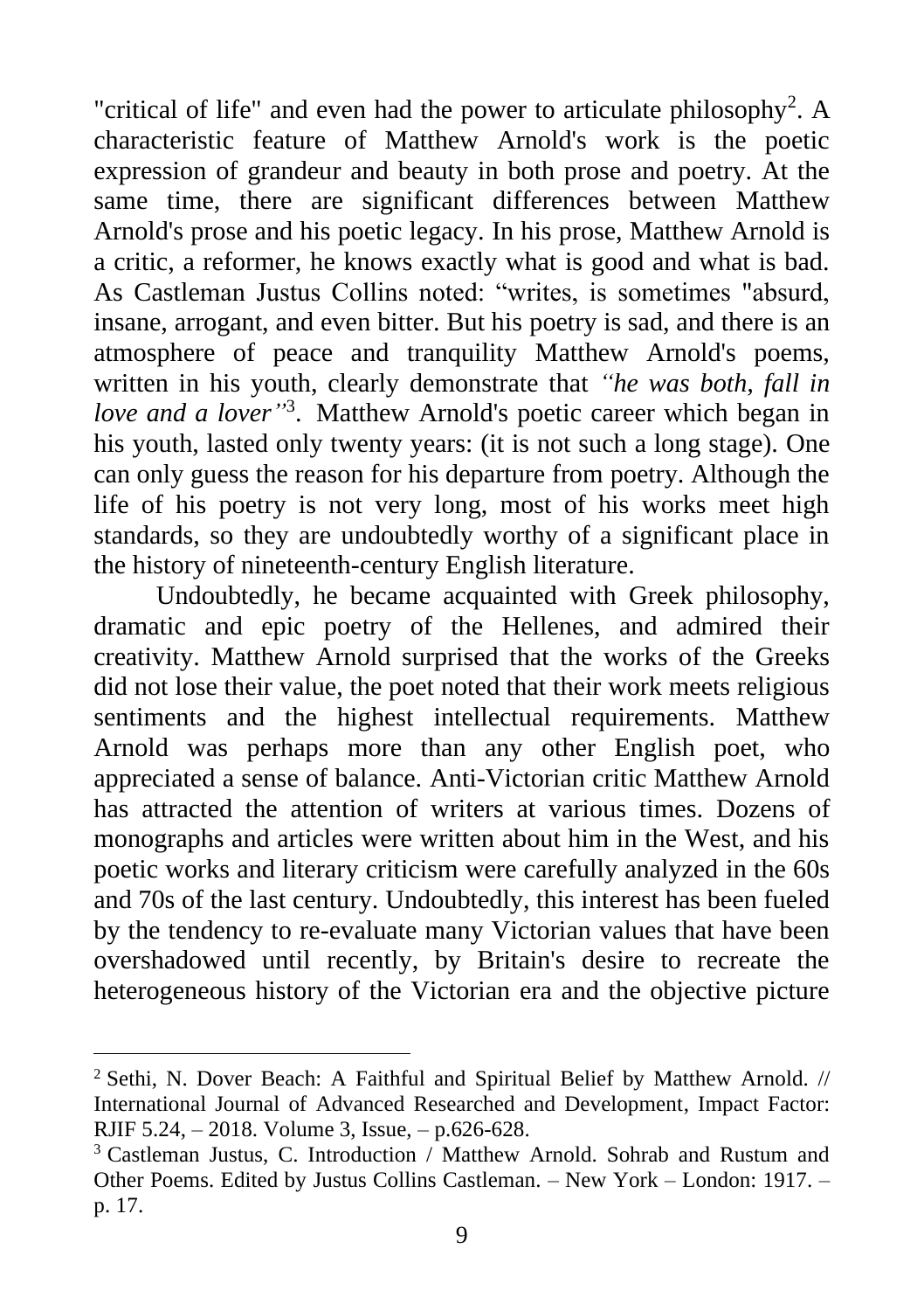"critical of life" and even had the power to articulate philosophy[2]. A characteristic feature of Matthew Arnold's work is the poetic expression of grandeur and beauty in both prose and poetry. At the same time, there are significant differences between Matthew Arnold's prose and his poetic legacy. In his prose, Matthew Arnold is a critic, a reformer, he knows exactly what is good and what is bad. As Castleman Justus Collins noted: "writes, is sometimes "absurd, insane, arrogant, and even bitter. But his poetry is sad, and there is an atmosphere of peace and tranquility Matthew Arnold's poems, written in his youth, clearly demonstrate that *"he was both, fall in love and a lover"*[3]. Matthew Arnold's poetic career which began in his youth, lasted only twenty years: (it is not such a long stage). One can only guess the reason for his departure from poetry. Although the life of his poetry is not very long, most of his works meet high standards, so they are undoubtedly worthy of a significant place in the history of nineteenth-century English literature.

Undoubtedly, he became acquainted with Greek philosophy, dramatic and epic poetry of the Hellenes, and admired their creativity. Matthew Arnold surprised that the works of the Greeks did not lose their value, the poet noted that their work meets religious sentiments and the highest intellectual requirements. Matthew Arnold was perhaps more than any other English poet, who appreciated a sense of balance. Anti-Victorian critic Matthew Arnold has attracted the attention of writers at various times. Dozens of monographs and articles were written about him in the West, and his poetic works and literary criticism were carefully analyzed in the 60s and 70s of the last century. Undoubtedly, this interest has been fueled by the tendency to re-evaluate many Victorian values that have been overshadowed until recently, by Britain's desire to recreate the heterogeneous history of the Victorian era and the objective picture

---

[2] Sethi, N. Dover Beach: A Faithful and Spiritual Belief by Matthew Arnold. // International Journal of Advanced Researched and Development, Impact Factor: RJIF 5.24, – 2018. Volume 3, Issue, – p.626-628.

[3] Castleman Justus, C. Introduction / Matthew Arnold. Sohrab and Rustum and Other Poems. Edited by Justus Collins Castleman. – New York – London: 1917. – p. 17.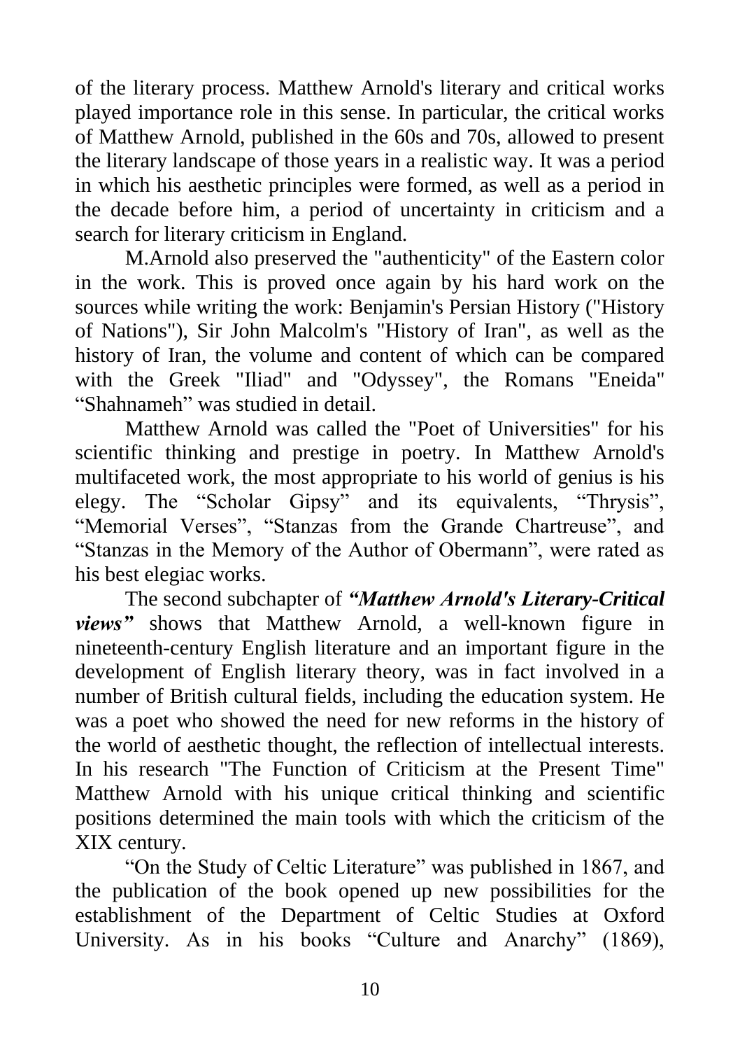of the literary process. Matthew Arnold's literary and critical works played importance role in this sense. In particular, the critical works of Matthew Arnold, published in the 60s and 70s, allowed to present the literary landscape of those years in a realistic way. It was a period in which his aesthetic principles were formed, as well as a period in the decade before him, a period of uncertainty in criticism and a search for literary criticism in England.

M.Arnold also preserved the "authenticity" of the Eastern color in the work. This is proved once again by his hard work on the sources while writing the work: Benjamin's Persian History ("History of Nations"), Sir John Malcolm's "History of Iran", as well as the history of Iran, the volume and content of which can be compared with the Greek "Iliad" and "Odyssey", the Romans "Eneida" "Shahnameh" was studied in detail.

Matthew Arnold was called the "Poet of Universities" for his scientific thinking and prestige in poetry. In Matthew Arnold's multifaceted work, the most appropriate to his world of genius is his elegy. The "Scholar Gipsy" and its equivalents, "Thrysis", "Memorial Verses", "Stanzas from the Grande Chartreuse", and "Stanzas in the Memory of the Author of Obermann", were rated as his best elegiac works.

The second subchapter of ***"Matthew Arnold's Literary-Critical views"*** shows that Matthew Arnold, a well-known figure in nineteenth-century English literature and an important figure in the development of English literary theory, was in fact involved in a number of British cultural fields, including the education system. He was a poet who showed the need for new reforms in the history of the world of aesthetic thought, the reflection of intellectual interests. In his research "The Function of Criticism at the Present Time" Matthew Arnold with his unique critical thinking and scientific positions determined the main tools with which the criticism of the XIX century.

"On the Study of Celtic Literature" was published in 1867, and the publication of the book opened up new possibilities for the establishment of the Department of Celtic Studies at Oxford University. As in his books "Culture and Anarchy" (1869),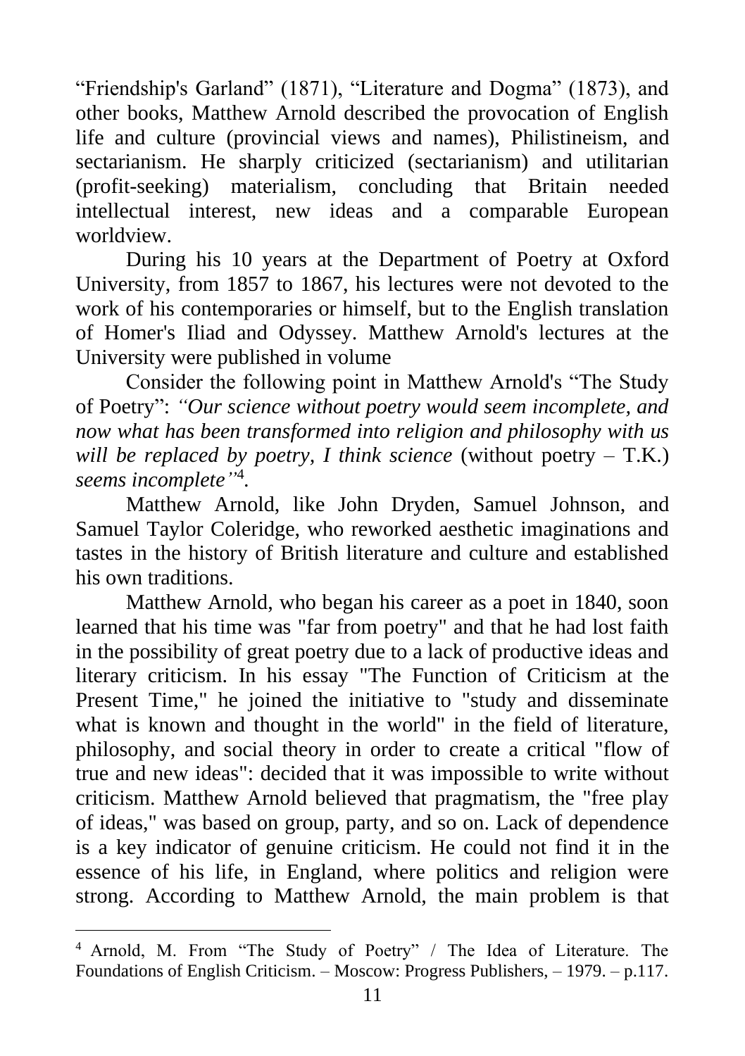"Friendship's Garland" (1871), "Literature and Dogma" (1873), and other books, Matthew Arnold described the provocation of English life and culture (provincial views and names), Philistineism, and sectarianism. He sharply criticized (sectarianism) and utilitarian (profit-seeking) materialism, concluding that Britain needed intellectual interest, new ideas and a comparable European worldview.

During his 10 years at the Department of Poetry at Oxford University, from 1857 to 1867, his lectures were not devoted to the work of his contemporaries or himself, but to the English translation of Homer's Iliad and Odyssey. Matthew Arnold's lectures at the University were published in volume

Consider the following point in Matthew Arnold's "The Study of Poetry": *"Our science without poetry would seem incomplete, and now what has been transformed into religion and philosophy with us will be replaced by poetry, I think science* (without poetry – T.K.) *seems incomplete"*[4].

Matthew Arnold, like John Dryden, Samuel Johnson, and Samuel Taylor Coleridge, who reworked aesthetic imaginations and tastes in the history of British literature and culture and established his own traditions.

Matthew Arnold, who began his career as a poet in 1840, soon learned that his time was "far from poetry" and that he had lost faith in the possibility of great poetry due to a lack of productive ideas and literary criticism. In his essay "The Function of Criticism at the Present Time," he joined the initiative to "study and disseminate what is known and thought in the world" in the field of literature, philosophy, and social theory in order to create a critical "flow of true and new ideas": decided that it was impossible to write without criticism. Matthew Arnold believed that pragmatism, the "free play of ideas," was based on group, party, and so on. Lack of dependence is a key indicator of genuine criticism. He could not find it in the essence of his life, in England, where politics and religion were strong. According to Matthew Arnold, the main problem is that

---

[4] Arnold, M. From "The Study of Poetry" / The Idea of Literature. The Foundations of English Criticism. – Moscow: Progress Publishers, – 1979. – p.117.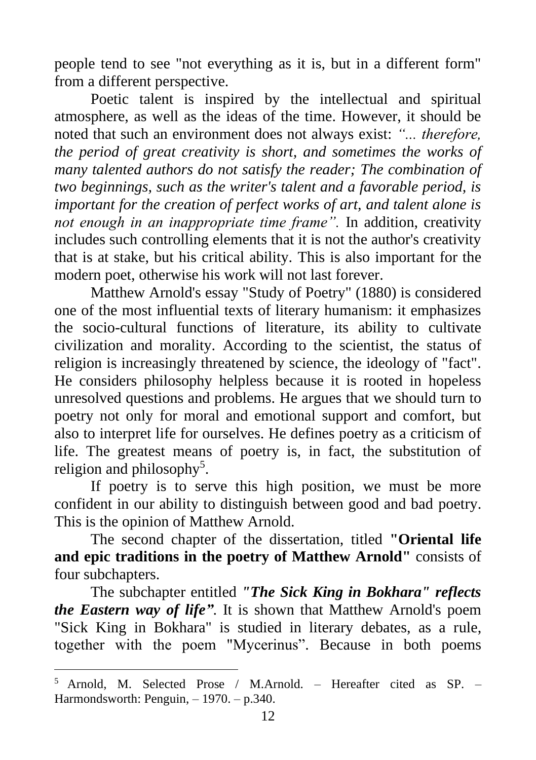people tend to see "not everything as it is, but in a different form" from a different perspective.

Poetic talent is inspired by the intellectual and spiritual atmosphere, as well as the ideas of the time. However, it should be noted that such an environment does not always exist: *"... therefore, the period of great creativity is short, and sometimes the works of many talented authors do not satisfy the reader; The combination of two beginnings, such as the writer's talent and a favorable period, is important for the creation of perfect works of art, and talent alone is not enough in an inappropriate time frame".* In addition, creativity includes such controlling elements that it is not the author's creativity that is at stake, but his critical ability. This is also important for the modern poet, otherwise his work will not last forever.

Matthew Arnold's essay "Study of Poetry" (1880) is considered one of the most influential texts of literary humanism: it emphasizes the socio-cultural functions of literature, its ability to cultivate civilization and morality. According to the scientist, the status of religion is increasingly threatened by science, the ideology of "fact". He considers philosophy helpless because it is rooted in hopeless unresolved questions and problems. He argues that we should turn to poetry not only for moral and emotional support and comfort, but also to interpret life for ourselves. He defines poetry as a criticism of life. The greatest means of poetry is, in fact, the substitution of religion and philosophy[5].

If poetry is to serve this high position, we must be more confident in our ability to distinguish between good and bad poetry. This is the opinion of Matthew Arnold.

The second chapter of the dissertation, titled **"Oriental life and epic traditions in the poetry of Matthew Arnold"** consists of four subchapters.

The subchapter entitled ***"The Sick King in Bokhara" reflects the Eastern way of life".*** It is shown that Matthew Arnold's poem "Sick King in Bokhara" is studied in literary debates, as a rule, together with the poem "Mycerinus". Because in both poems

---

[5] Arnold, M. Selected Prose / M.Arnold. – Hereafter cited as SP. – Harmondsworth: Penguin, – 1970. – p.340.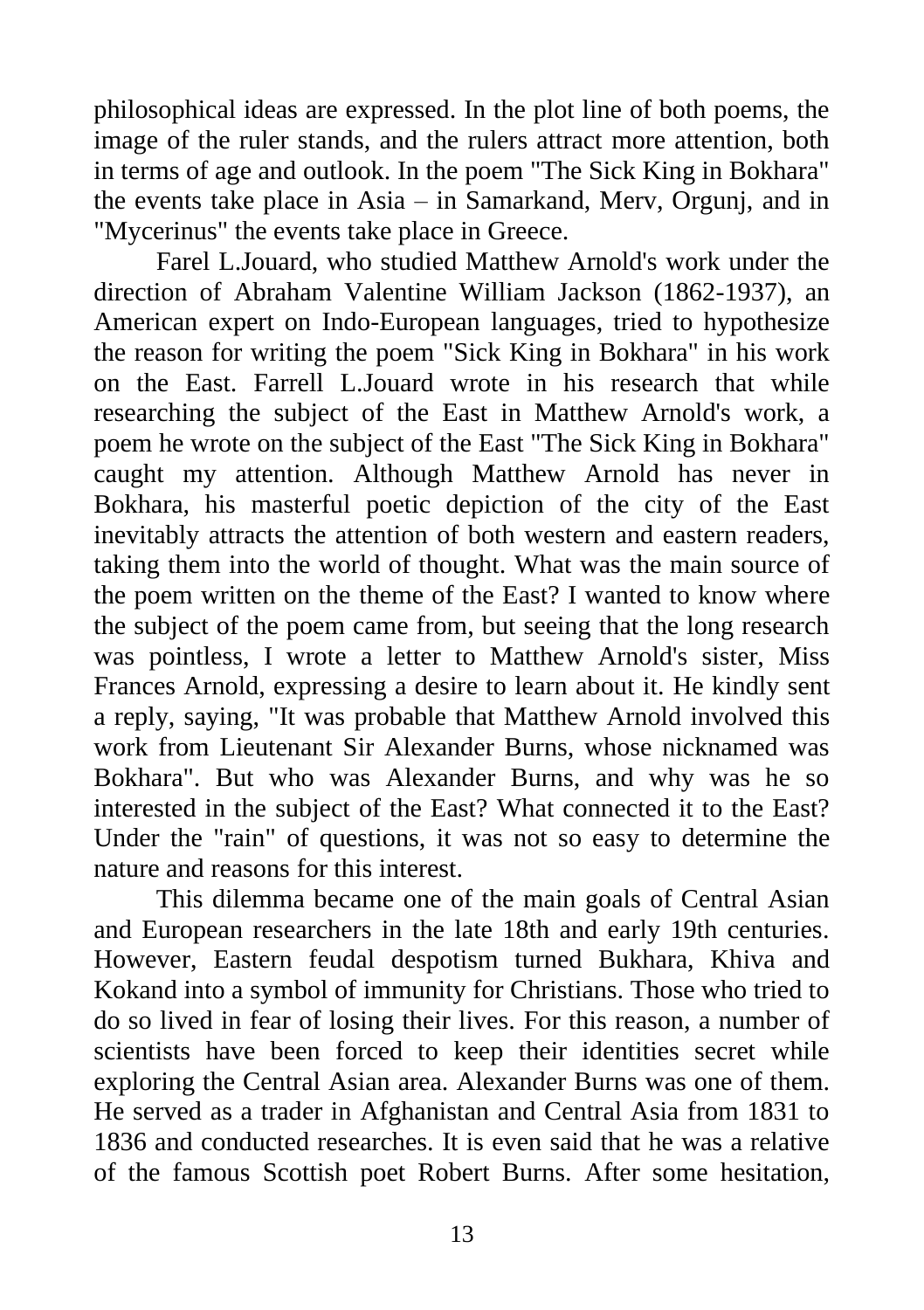philosophical ideas are expressed. In the plot line of both poems, the image of the ruler stands, and the rulers attract more attention, both in terms of age and outlook. In the poem "The Sick King in Bokhara" the events take place in Asia – in Samarkand, Merv, Orgunj, and in "Mycerinus" the events take place in Greece.

Farel L.Jouard, who studied Matthew Arnold's work under the direction of Abraham Valentine William Jackson (1862-1937), an American expert on Indo-European languages, tried to hypothesize the reason for writing the poem "Sick King in Bokhara" in his work on the East. Farrell L.Jouard wrote in his research that while researching the subject of the East in Matthew Arnold's work, a poem he wrote on the subject of the East "The Sick King in Bokhara" caught my attention. Although Matthew Arnold has never in Bokhara, his masterful poetic depiction of the city of the East inevitably attracts the attention of both western and eastern readers, taking them into the world of thought. What was the main source of the poem written on the theme of the East? I wanted to know where the subject of the poem came from, but seeing that the long research was pointless, I wrote a letter to Matthew Arnold's sister, Miss Frances Arnold, expressing a desire to learn about it. He kindly sent a reply, saying, "It was probable that Matthew Arnold involved this work from Lieutenant Sir Alexander Burns, whose nicknamed was Bokhara". But who was Alexander Burns, and why was he so interested in the subject of the East? What connected it to the East? Under the "rain" of questions, it was not so easy to determine the nature and reasons for this interest.

This dilemma became one of the main goals of Central Asian and European researchers in the late 18th and early 19th centuries. However, Eastern feudal despotism turned Bukhara, Khiva and Kokand into a symbol of immunity for Christians. Those who tried to do so lived in fear of losing their lives. For this reason, a number of scientists have been forced to keep their identities secret while exploring the Central Asian area. Alexander Burns was one of them. He served as a trader in Afghanistan and Central Asia from 1831 to 1836 and conducted researches. It is even said that he was a relative of the famous Scottish poet Robert Burns. After some hesitation,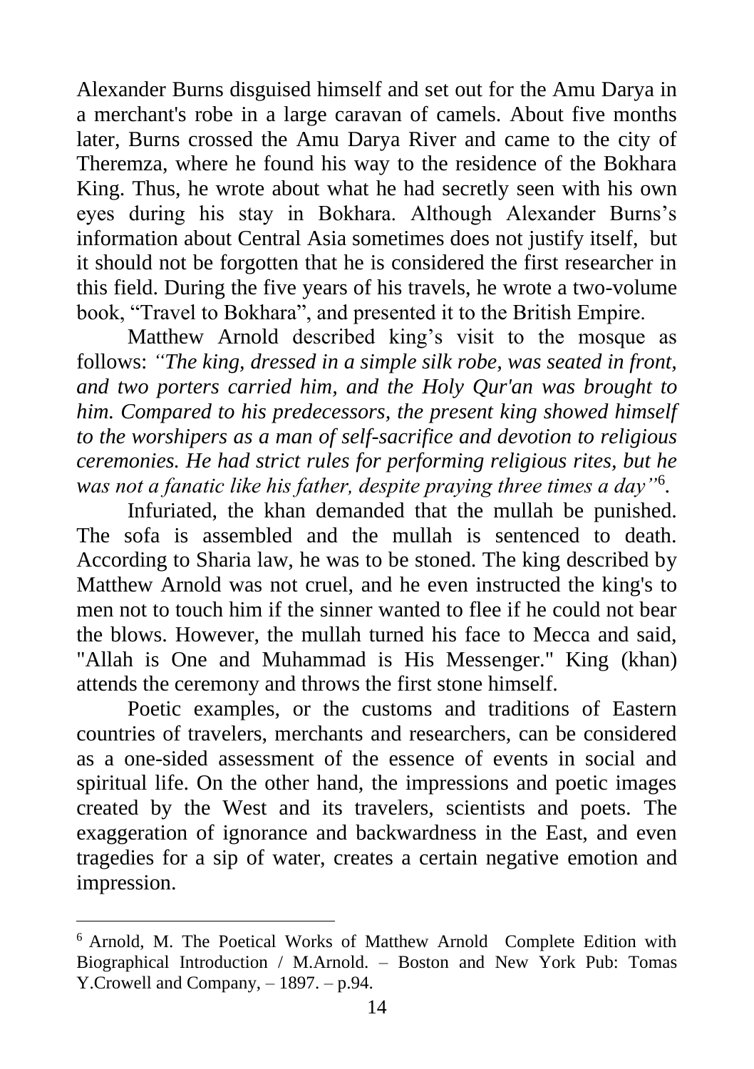Alexander Burns disguised himself and set out for the Amu Darya in a merchant's robe in a large caravan of camels. About five months later, Burns crossed the Amu Darya River and came to the city of Theremza, where he found his way to the residence of the Bokhara King. Thus, he wrote about what he had secretly seen with his own eyes during his stay in Bokhara. Although Alexander Burns's information about Central Asia sometimes does not justify itself, but it should not be forgotten that he is considered the first researcher in this field. During the five years of his travels, he wrote a two-volume book, "Travel to Bokhara", and presented it to the British Empire.

Matthew Arnold described king's visit to the mosque as follows: *"The king, dressed in a simple silk robe, was seated in front, and two porters carried him, and the Holy Qur'an was brought to him. Compared to his predecessors, the present king showed himself to the worshipers as a man of self-sacrifice and devotion to religious ceremonies. He had strict rules for performing religious rites, but he was not a fanatic like his father, despite praying three times a day"*[6].

Infuriated, the khan demanded that the mullah be punished. The sofa is assembled and the mullah is sentenced to death. According to Sharia law, he was to be stoned. The king described by Matthew Arnold was not cruel, and he even instructed the king's to men not to touch him if the sinner wanted to flee if he could not bear the blows. However, the mullah turned his face to Mecca and said, "Allah is One and Muhammad is His Messenger." King (khan) attends the ceremony and throws the first stone himself.

Poetic examples, or the customs and traditions of Eastern countries of travelers, merchants and researchers, can be considered as a one-sided assessment of the essence of events in social and spiritual life. On the other hand, the impressions and poetic images created by the West and its travelers, scientists and poets. The exaggeration of ignorance and backwardness in the East, and even tragedies for a sip of water, creates a certain negative emotion and impression.

---

[6] Arnold, M. The Poetical Works of Matthew Arnold Complete Edition with Biographical Introduction / M.Arnold. – Boston and New York Pub: Tomas Y.Crowell and Company, – 1897. – p.94.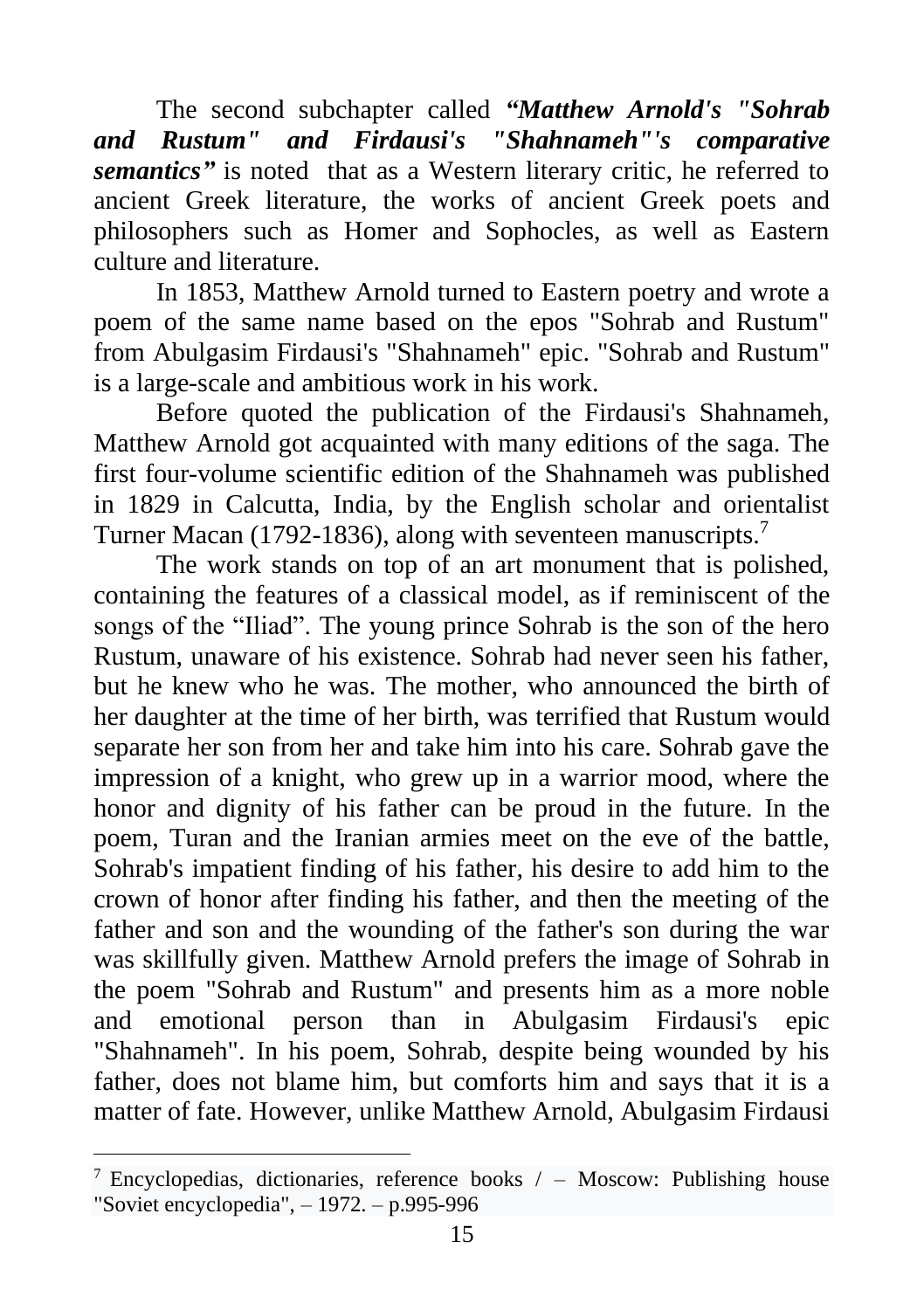The second subchapter called ***"Matthew Arnold's "Sohrab and Rustum" and Firdausi's "Shahnameh"'s comparative semantics"*** is noted that as a Western literary critic, he referred to ancient Greek literature, the works of ancient Greek poets and philosophers such as Homer and Sophocles, as well as Eastern culture and literature.

In 1853, Matthew Arnold turned to Eastern poetry and wrote a poem of the same name based on the epos "Sohrab and Rustum" from Abulgasim Firdausi's "Shahnameh" epic. "Sohrab and Rustum" is a large-scale and ambitious work in his work.

Before quoted the publication of the Firdausi's Shahnameh, Matthew Arnold got acquainted with many editions of the saga. The first four-volume scientific edition of the Shahnameh was published in 1829 in Calcutta, India, by the English scholar and orientalist Turner Macan (1792-1836), along with seventeen manuscripts.[7]

The work stands on top of an art monument that is polished, containing the features of a classical model, as if reminiscent of the songs of the "Iliad". The young prince Sohrab is the son of the hero Rustum, unaware of his existence. Sohrab had never seen his father, but he knew who he was. The mother, who announced the birth of her daughter at the time of her birth, was terrified that Rustum would separate her son from her and take him into his care. Sohrab gave the impression of a knight, who grew up in a warrior mood, where the honor and dignity of his father can be proud in the future. In the poem, Turan and the Iranian armies meet on the eve of the battle, Sohrab's impatient finding of his father, his desire to add him to the crown of honor after finding his father, and then the meeting of the father and son and the wounding of the father's son during the war was skillfully given. Matthew Arnold prefers the image of Sohrab in the poem "Sohrab and Rustum" and presents him as a more noble and emotional person than in Abulgasim Firdausi's epic "Shahnameh". In his poem, Sohrab, despite being wounded by his father, does not blame him, but comforts him and says that it is a matter of fate. However, unlike Matthew Arnold, Abulgasim Firdausi

---

[7] Encyclopedias, dictionaries, reference books / – Moscow: Publishing house "Soviet encyclopedia", – 1972. – p.995-996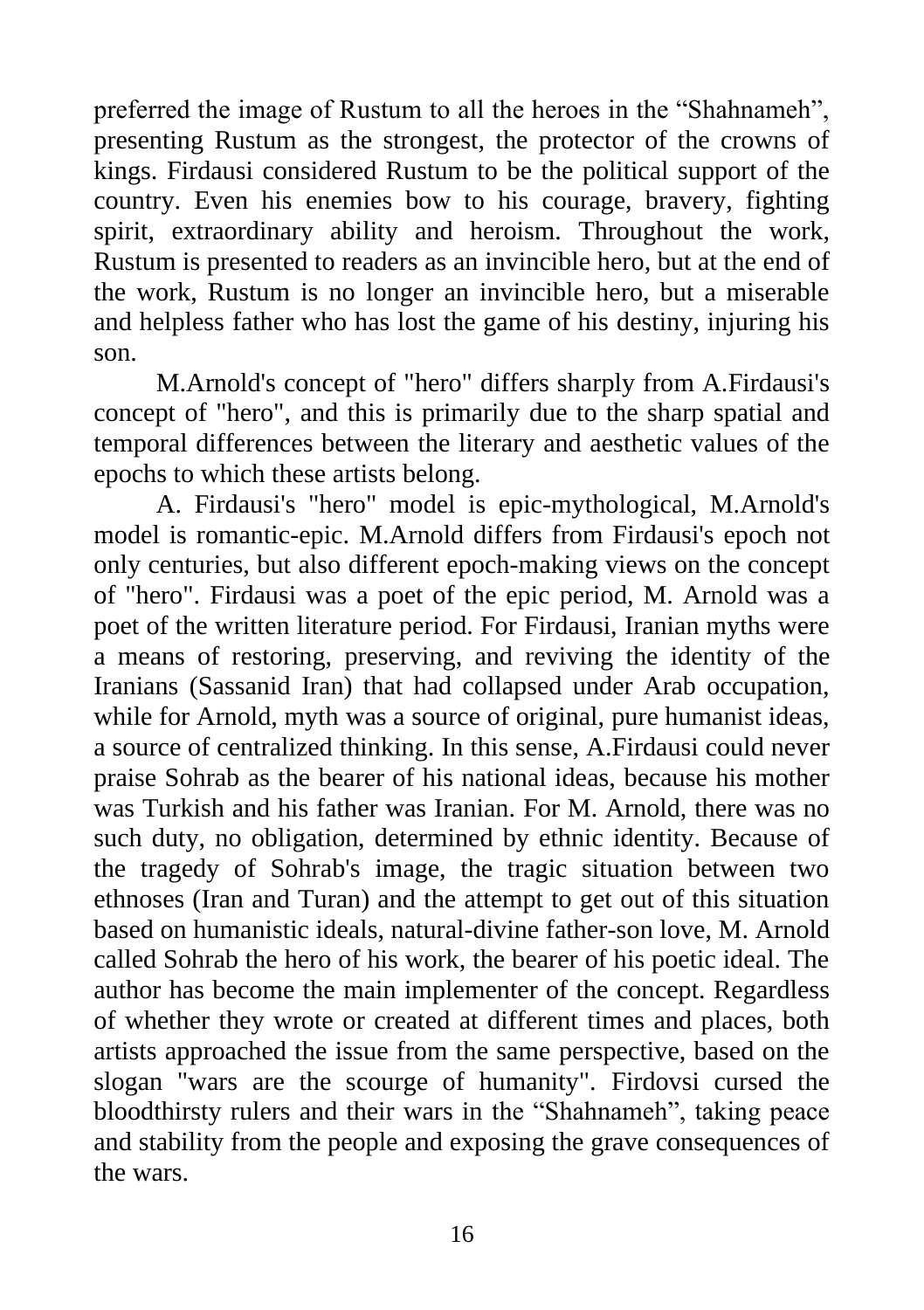preferred the image of Rustum to all the heroes in the “Shahnameh”, presenting Rustum as the strongest, the protector of the crowns of kings. Firdausi considered Rustum to be the political support of the country. Even his enemies bow to his courage, bravery, fighting spirit, extraordinary ability and heroism. Throughout the work, Rustum is presented to readers as an invincible hero, but at the end of the work, Rustum is no longer an invincible hero, but a miserable and helpless father who has lost the game of his destiny, injuring his son.

M.Arnold's concept of "hero" differs sharply from A.Firdausi's concept of "hero", and this is primarily due to the sharp spatial and temporal differences between the literary and aesthetic values of the epochs to which these artists belong.

A. Firdausi's "hero" model is epic-mythological, M.Arnold's model is romantic-epic. M.Arnold differs from Firdausi's epoch not only centuries, but also different epoch-making views on the concept of "hero". Firdausi was a poet of the epic period, M. Arnold was a poet of the written literature period. For Firdausi, Iranian myths were a means of restoring, preserving, and reviving the identity of the Iranians (Sassanid Iran) that had collapsed under Arab occupation, while for Arnold, myth was a source of original, pure humanist ideas, a source of centralized thinking. In this sense, A.Firdausi could never praise Sohrab as the bearer of his national ideas, because his mother was Turkish and his father was Iranian. For M. Arnold, there was no such duty, no obligation, determined by ethnic identity. Because of the tragedy of Sohrab's image, the tragic situation between two ethnoses (Iran and Turan) and the attempt to get out of this situation based on humanistic ideals, natural-divine father-son love, M. Arnold called Sohrab the hero of his work, the bearer of his poetic ideal. The author has become the main implementer of the concept. Regardless of whether they wrote or created at different times and places, both artists approached the issue from the same perspective, based on the slogan "wars are the scourge of humanity". Firdovsi cursed the bloodthirsty rulers and their wars in the “Shahnameh”, taking peace and stability from the people and exposing the grave consequences of the wars.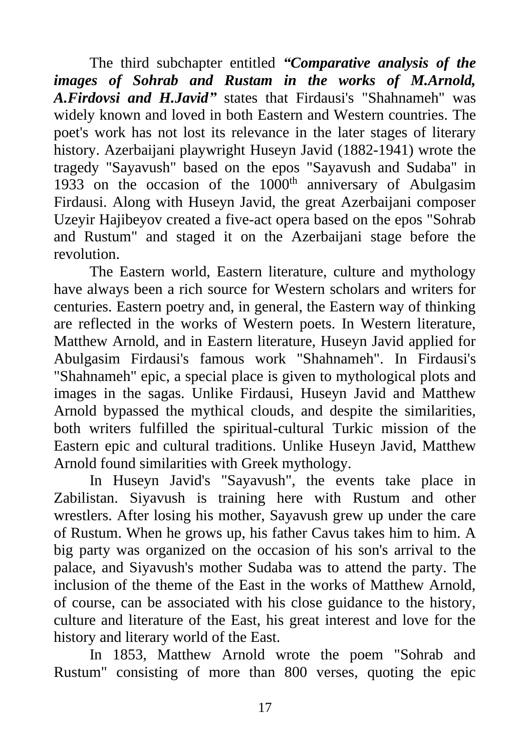The third subchapter entitled ***"Comparative analysis of the images of Sohrab and Rustam in the works of M.Arnold, A.Firdovsi and H.Javid"*** states that Firdausi's "Shahnameh" was widely known and loved in both Eastern and Western countries. The poet's work has not lost its relevance in the later stages of literary history. Azerbaijani playwright Huseyn Javid (1882-1941) wrote the tragedy "Sayavush" based on the epos "Sayavush and Sudaba" in 1933 on the occasion of the 1000th anniversary of Abulgasim Firdausi. Along with Huseyn Javid, the great Azerbaijani composer Uzeyir Hajibeyov created a five-act opera based on the epos "Sohrab and Rustum" and staged it on the Azerbaijani stage before the revolution.

The Eastern world, Eastern literature, culture and mythology have always been a rich source for Western scholars and writers for centuries. Eastern poetry and, in general, the Eastern way of thinking are reflected in the works of Western poets. In Western literature, Matthew Arnold, and in Eastern literature, Huseyn Javid applied for Abulgasim Firdausi's famous work "Shahnameh". In Firdausi's "Shahnameh" epic, a special place is given to mythological plots and images in the sagas. Unlike Firdausi, Huseyn Javid and Matthew Arnold bypassed the mythical clouds, and despite the similarities, both writers fulfilled the spiritual-cultural Turkic mission of the Eastern epic and cultural traditions. Unlike Huseyn Javid, Matthew Arnold found similarities with Greek mythology.

In Huseyn Javid's "Sayavush", the events take place in Zabilistan. Siyavush is training here with Rustum and other wrestlers. After losing his mother, Sayavush grew up under the care of Rustum. When he grows up, his father Cavus takes him to him. A big party was organized on the occasion of his son's arrival to the palace, and Siyavush's mother Sudaba was to attend the party. The inclusion of the theme of the East in the works of Matthew Arnold, of course, can be associated with his close guidance to the history, culture and literature of the East, his great interest and love for the history and literary world of the East.

In 1853, Matthew Arnold wrote the poem "Sohrab and Rustum" consisting of more than 800 verses, quoting the epic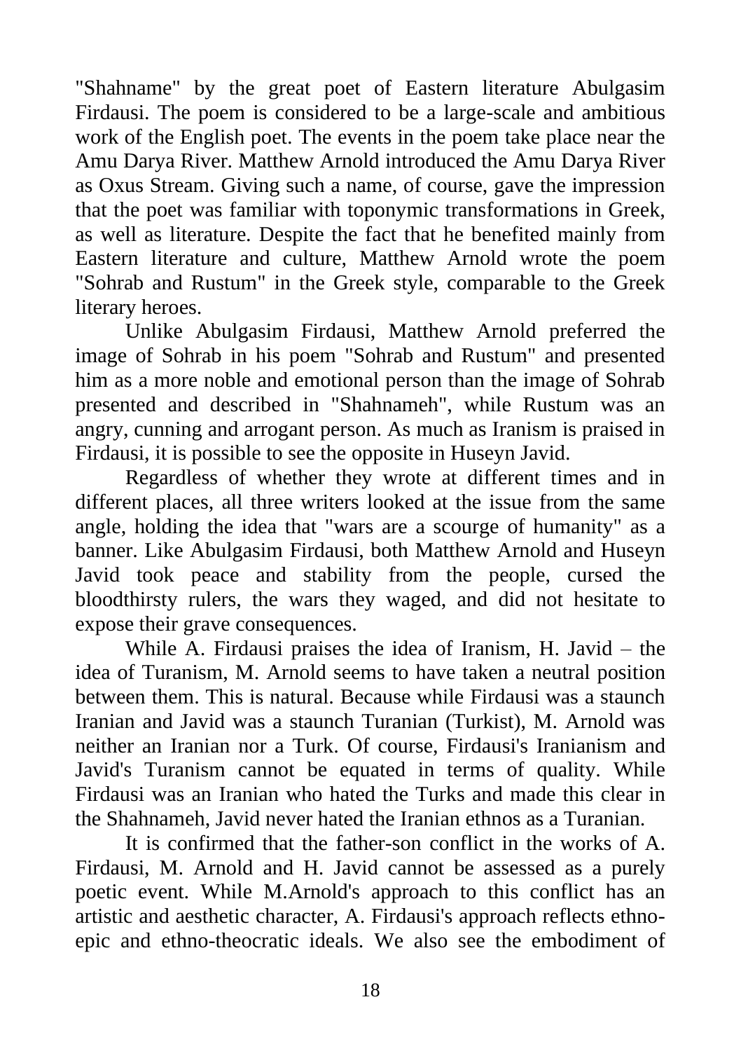"Shahname" by the great poet of Eastern literature Abulgasim Firdausi. The poem is considered to be a large-scale and ambitious work of the English poet. The events in the poem take place near the Amu Darya River. Matthew Arnold introduced the Amu Darya River as Oxus Stream. Giving such a name, of course, gave the impression that the poet was familiar with toponymic transformations in Greek, as well as literature. Despite the fact that he benefited mainly from Eastern literature and culture, Matthew Arnold wrote the poem "Sohrab and Rustum" in the Greek style, comparable to the Greek literary heroes.

Unlike Abulgasim Firdausi, Matthew Arnold preferred the image of Sohrab in his poem "Sohrab and Rustum" and presented him as a more noble and emotional person than the image of Sohrab presented and described in "Shahnameh", while Rustum was an angry, cunning and arrogant person. As much as Iranism is praised in Firdausi, it is possible to see the opposite in Huseyn Javid.

Regardless of whether they wrote at different times and in different places, all three writers looked at the issue from the same angle, holding the idea that "wars are a scourge of humanity" as a banner. Like Abulgasim Firdausi, both Matthew Arnold and Huseyn Javid took peace and stability from the people, cursed the bloodthirsty rulers, the wars they waged, and did not hesitate to expose their grave consequences.

While A. Firdausi praises the idea of Iranism, H. Javid – the idea of Turanism, M. Arnold seems to have taken a neutral position between them. This is natural. Because while Firdausi was a staunch Iranian and Javid was a staunch Turanian (Turkist), M. Arnold was neither an Iranian nor a Turk. Of course, Firdausi's Iranianism and Javid's Turanism cannot be equated in terms of quality. While Firdausi was an Iranian who hated the Turks and made this clear in the Shahnameh, Javid never hated the Iranian ethnos as a Turanian.

It is confirmed that the father-son conflict in the works of A. Firdausi, M. Arnold and H. Javid cannot be assessed as a purely poetic event. While M.Arnold's approach to this conflict has an artistic and aesthetic character, A. Firdausi's approach reflects ethno-epic and ethno-theocratic ideals. We also see the embodiment of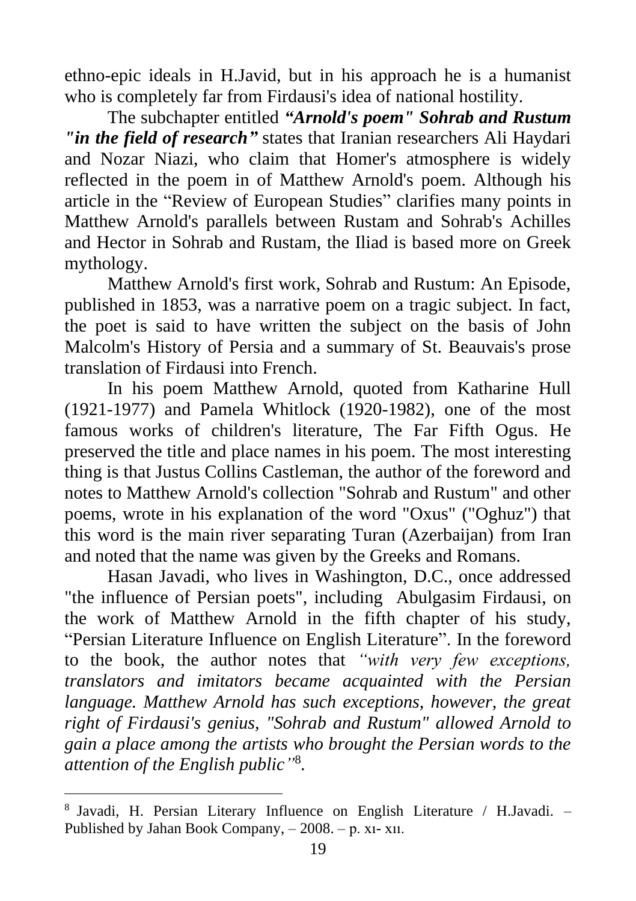ethno-epic ideals in H.Javid, but in his approach he is a humanist who is completely far from Firdausi's idea of national hostility.

The subchapter entitled ***"Arnold's poem" Sohrab and Rustum "in the field of research"*** states that Iranian researchers Ali Haydari and Nozar Niazi, who claim that Homer's atmosphere is widely reflected in the poem in of Matthew Arnold's poem. Although his article in the "Review of European Studies" clarifies many points in Matthew Arnold's parallels between Rustam and Sohrab's Achilles and Hector in Sohrab and Rustam, the Iliad is based more on Greek mythology.

Matthew Arnold's first work, Sohrab and Rustum: An Episode, published in 1853, was a narrative poem on a tragic subject. In fact, the poet is said to have written the subject on the basis of John Malcolm's History of Persia and a summary of St. Beauvais's prose translation of Firdausi into French.

In his poem Matthew Arnold, quoted from Katharine Hull (1921-1977) and Pamela Whitlock (1920-1982), one of the most famous works of children's literature, The Far Fifth Ogus. He preserved the title and place names in his poem. The most interesting thing is that Justus Collins Castleman, the author of the foreword and notes to Matthew Arnold's collection "Sohrab and Rustum" and other poems, wrote in his explanation of the word "Oxus" ("Oghuz") that this word is the main river separating Turan (Azerbaijan) from Iran and noted that the name was given by the Greeks and Romans.

Hasan Javadi, who lives in Washington, D.C., once addressed "the influence of Persian poets", including Abulgasim Firdausi, on the work of Matthew Arnold in the fifth chapter of his study, "Persian Literature Influence on English Literature". In the foreword to the book, the author notes that *"with very few exceptions, translators and imitators became acquainted with the Persian language. Matthew Arnold has such exceptions, however, the great right of Firdausi's genius, "Sohrab and Rustum" allowed Arnold to gain a place among the artists who brought the Persian words to the attention of the English public"*[8].

---

[8] Javadi, H. Persian Literary Influence on English Literature / H.Javadi. – Published by Jahan Book Company, – 2008. – p. xı- xıı.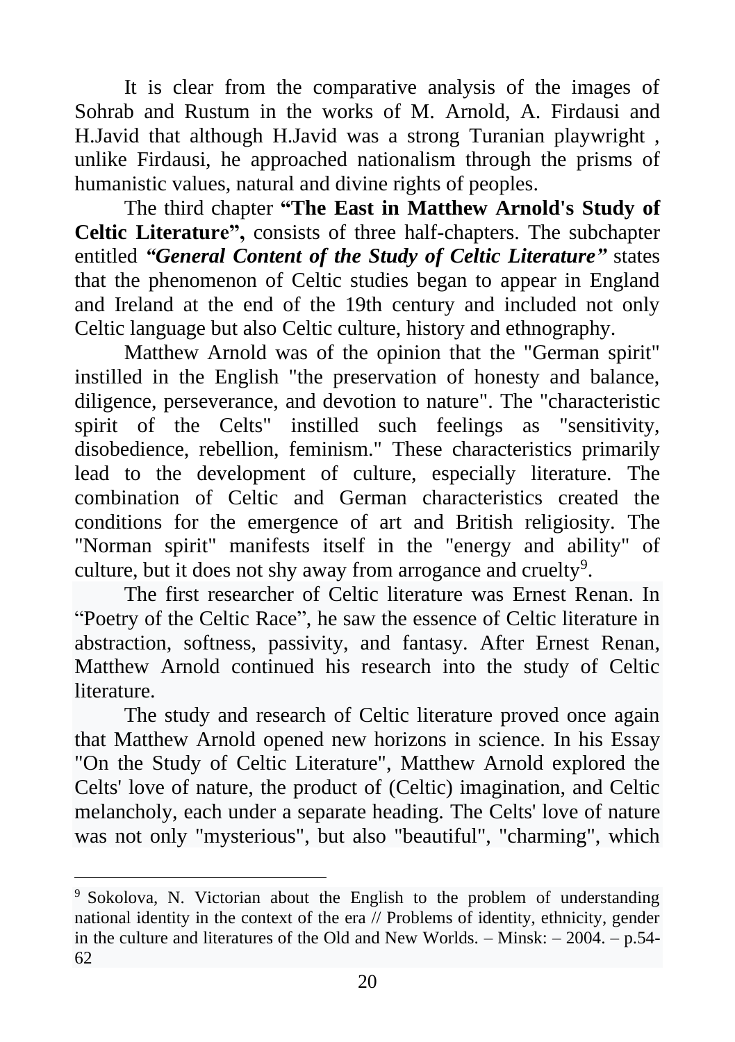It is clear from the comparative analysis of the images of Sohrab and Rustum in the works of M. Arnold, A. Firdausi and H.Javid that although H.Javid was a strong Turanian playwright , unlike Firdausi, he approached nationalism through the prisms of humanistic values, natural and divine rights of peoples.

The third chapter **"The East in Matthew Arnold's Study of Celtic Literature",** consists of three half-chapters. The subchapter entitled ***"General Content of the Study of Celtic Literature"*** states that the phenomenon of Celtic studies began to appear in England and Ireland at the end of the 19th century and included not only Celtic language but also Celtic culture, history and ethnography.

Matthew Arnold was of the opinion that the "German spirit" instilled in the English "the preservation of honesty and balance, diligence, perseverance, and devotion to nature". The "characteristic spirit of the Celts" instilled such feelings as "sensitivity, disobedience, rebellion, feminism." These characteristics primarily lead to the development of culture, especially literature. The combination of Celtic and German characteristics created the conditions for the emergence of art and British religiosity. The "Norman spirit" manifests itself in the "energy and ability" of culture, but it does not shy away from arrogance and cruelty[9].

The first researcher of Celtic literature was Ernest Renan. In "Poetry of the Celtic Race", he saw the essence of Celtic literature in abstraction, softness, passivity, and fantasy. After Ernest Renan, Matthew Arnold continued his research into the study of Celtic literature.

The study and research of Celtic literature proved once again that Matthew Arnold opened new horizons in science. In his Essay "On the Study of Celtic Literature", Matthew Arnold explored the Celts' love of nature, the product of (Celtic) imagination, and Celtic melancholy, each under a separate heading. The Celts' love of nature was not only "mysterious", but also "beautiful", "charming", which

---

[9] Sokolova, N. Victorian about the English to the problem of understanding national identity in the context of the era // Problems of identity, ethnicity, gender in the culture and literatures of the Old and New Worlds. – Minsk: – 2004. – p.54-62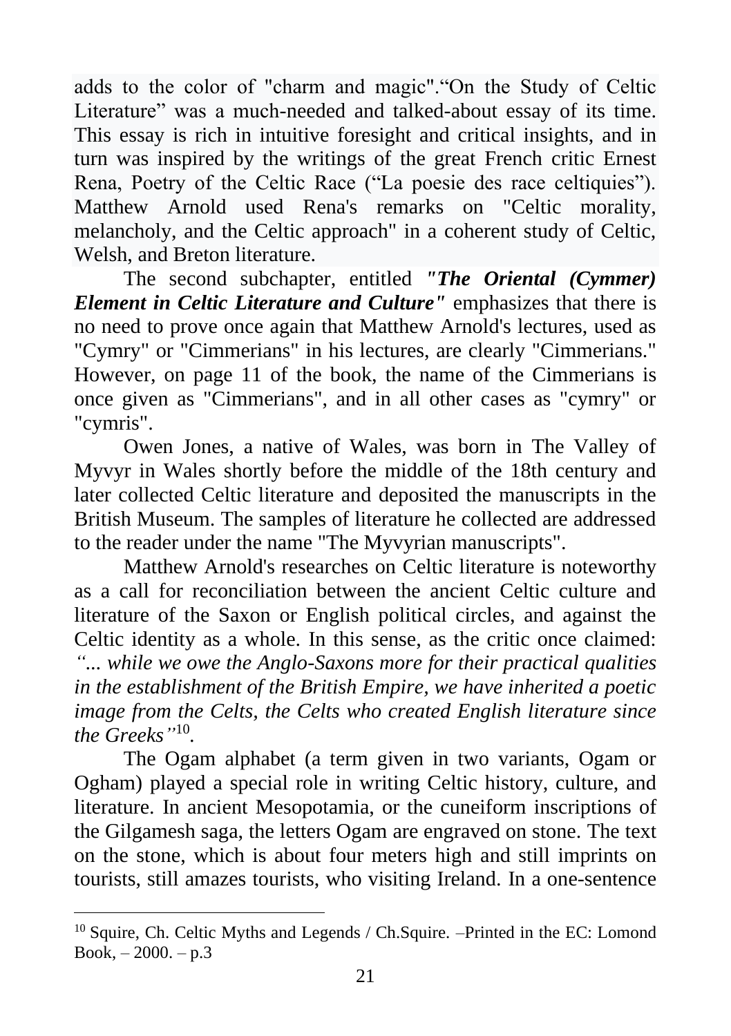adds to the color of "charm and magic".“On the Study of Celtic Literature” was a much-needed and talked-about essay of its time. This essay is rich in intuitive foresight and critical insights, and in turn was inspired by the writings of the great French critic Ernest Rena, Poetry of the Celtic Race (“La poesie des race celtiquies”). Matthew Arnold used Rena's remarks on "Celtic morality, melancholy, and the Celtic approach" in a coherent study of Celtic, Welsh, and Breton literature.

The second subchapter, entitled ***"The Oriental (Cymmer) Element in Celtic Literature and Culture"*** emphasizes that there is no need to prove once again that Matthew Arnold's lectures, used as "Cymry" or "Cimmerians" in his lectures, are clearly "Cimmerians." However, on page 11 of the book, the name of the Cimmerians is once given as "Cimmerians", and in all other cases as "cymry" or "cymris".

Owen Jones, a native of Wales, was born in The Valley of Myvyr in Wales shortly before the middle of the 18th century and later collected Celtic literature and deposited the manuscripts in the British Museum. The samples of literature he collected are addressed to the reader under the name "The Myvyrian manuscripts".

Matthew Arnold's researches on Celtic literature is noteworthy as a call for reconciliation between the ancient Celtic culture and literature of the Saxon or English political circles, and against the Celtic identity as a whole. In this sense, as the critic once claimed: *“... while we owe the Anglo-Saxons more for their practical qualities in the establishment of the British Empire, we have inherited a poetic image from the Celts, the Celts who created English literature since the Greeks”*[10].

The Ogam alphabet (a term given in two variants, Ogam or Ogham) played a special role in writing Celtic history, culture, and literature. In ancient Mesopotamia, or the cuneiform inscriptions of the Gilgamesh saga, the letters Ogam are engraved on stone. The text on the stone, which is about four meters high and still imprints on tourists, still amazes tourists, who visiting Ireland. In a one-sentence

---

[10] Squire, Ch. Celtic Myths and Legends / Ch.Squire. –Printed in the EC: Lomond Book, – 2000. – p.3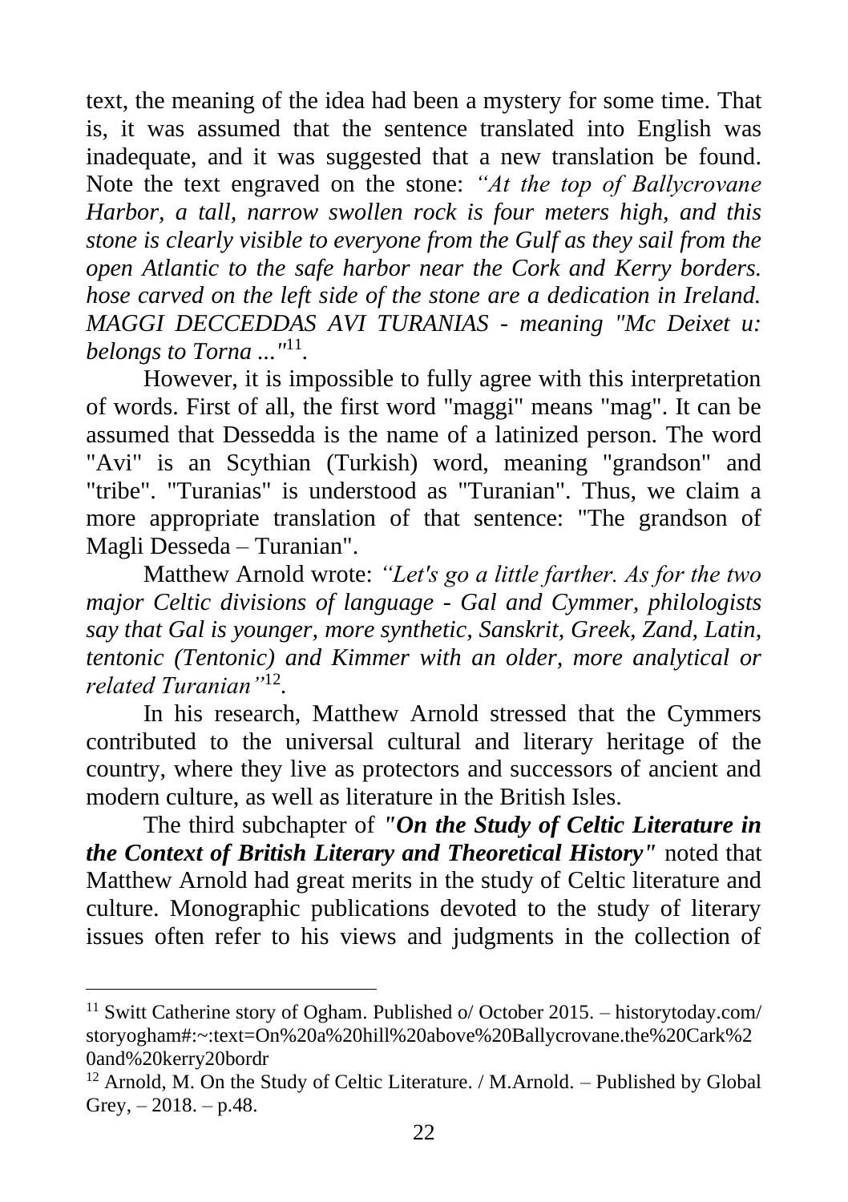text, the meaning of the idea had been a mystery for some time. That is, it was assumed that the sentence translated into English was inadequate, and it was suggested that a new translation be found. Note the text engraved on the stone: *"At the top of Ballycrovane Harbor, a tall, narrow swollen rock is four meters high, and this stone is clearly visible to everyone from the Gulf as they sail from the open Atlantic to the safe harbor near the Cork and Kerry borders. hose carved on the left side of the stone are a dedication in Ireland. MAGGI DECCEDDAS AVI TURANIAS - meaning "Mc Deixet u: belongs to Torna ..."*[11].

However, it is impossible to fully agree with this interpretation of words. First of all, the first word "maggi" means "mag". It can be assumed that Dessedda is the name of a latinized person. The word "Avi" is an Scythian (Turkish) word, meaning "grandson" and "tribe". "Turanias" is understood as "Turanian". Thus, we claim a more appropriate translation of that sentence: "The grandson of Magli Desseda – Turanian".

Matthew Arnold wrote: *"Let's go a little farther. As for the two major Celtic divisions of language - Gal and Cymmer, philologists say that Gal is younger, more synthetic, Sanskrit, Greek, Zand, Latin, tentonic (Tentonic) and Kimmer with an older, more analytical or related Turanian"*[12].

In his research, Matthew Arnold stressed that the Cymmers contributed to the universal cultural and literary heritage of the country, where they live as protectors and successors of ancient and modern culture, as well as literature in the British Isles.

The third subchapter of ***"On the Study of Celtic Literature in the Context of British Literary and Theoretical History"*** noted that Matthew Arnold had great merits in the study of Celtic literature and culture. Monographic publications devoted to the study of literary issues often refer to his views and judgments in the collection of

---

[11] Switt Catherine story of Ogham. Published o/ October 2015. – historytoday.com/storyogham#:~:text=On%20a%20hill%20above%20Ballycrovane.the%20Cark%20and%20kerry20bordr

[12] Arnold, M. On the Study of Celtic Literature. / M.Arnold. – Published by Global Grey, – 2018. – p.48.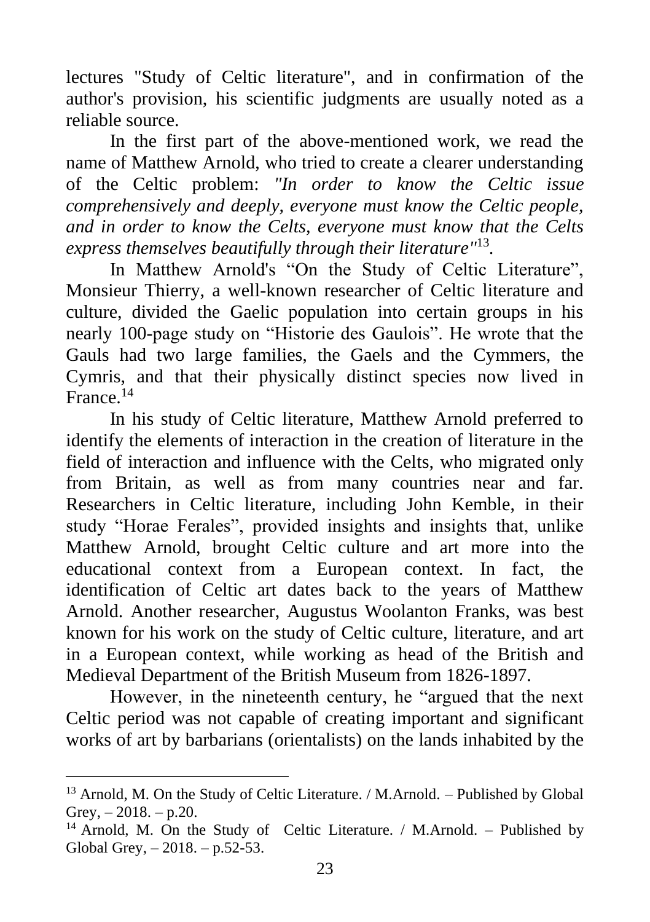lectures "Study of Celtic literature", and in confirmation of the author's provision, his scientific judgments are usually noted as a reliable source.

In the first part of the above-mentioned work, we read the name of Matthew Arnold, who tried to create a clearer understanding of the Celtic problem: *"In order to know the Celtic issue comprehensively and deeply, everyone must know the Celtic people, and in order to know the Celts, everyone must know that the Celts express themselves beautifully through their literature"*[13].

In Matthew Arnold's "On the Study of Celtic Literature", Monsieur Thierry, a well-known researcher of Celtic literature and culture, divided the Gaelic population into certain groups in his nearly 100-page study on "Historie des Gaulois". He wrote that the Gauls had two large families, the Gaels and the Cymmers, the Cymris, and that their physically distinct species now lived in France.[14]

In his study of Celtic literature, Matthew Arnold preferred to identify the elements of interaction in the creation of literature in the field of interaction and influence with the Celts, who migrated only from Britain, as well as from many countries near and far. Researchers in Celtic literature, including John Kemble, in their study "Horae Ferales", provided insights and insights that, unlike Matthew Arnold, brought Celtic culture and art more into the educational context from a European context. In fact, the identification of Celtic art dates back to the years of Matthew Arnold. Another researcher, Augustus Woolanton Franks, was best known for his work on the study of Celtic culture, literature, and art in a European context, while working as head of the British and Medieval Department of the British Museum from 1826-1897.

However, in the nineteenth century, he "argued that the next Celtic period was not capable of creating important and significant works of art by barbarians (orientalists) on the lands inhabited by the

---

[13] Arnold, M. On the Study of Celtic Literature. / M.Arnold. – Published by Global Grey, – 2018. – p.20.

[14] Arnold, M. On the Study of Celtic Literature. / M.Arnold. – Published by Global Grey, – 2018. – p.52-53.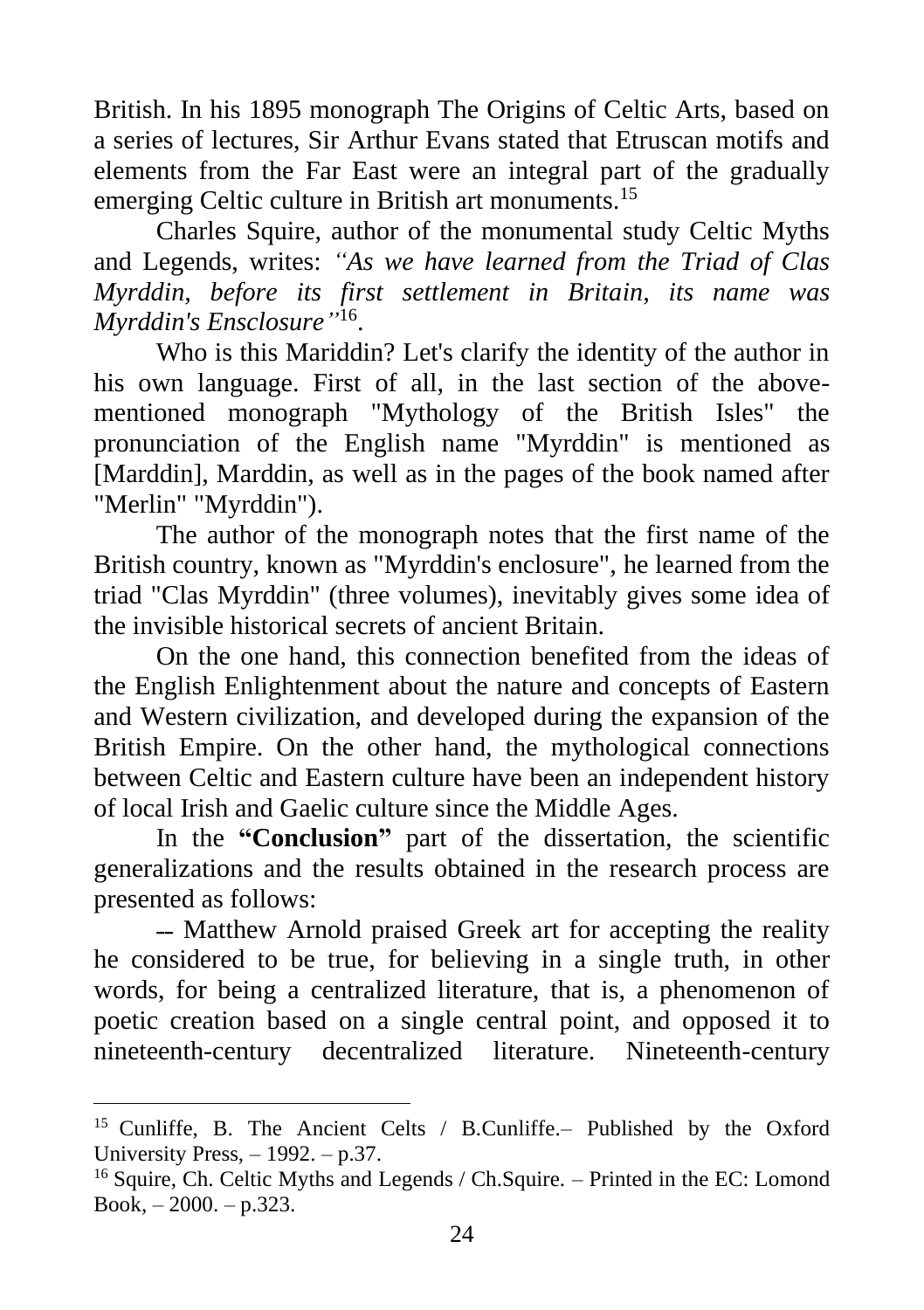British. In his 1895 monograph The Origins of Celtic Arts, based on a series of lectures, Sir Arthur Evans stated that Etruscan motifs and elements from the Far East were an integral part of the gradually emerging Celtic culture in British art monuments.[15]

Charles Squire, author of the monumental study Celtic Myths and Legends, writes: *"As we have learned from the Triad of Clas Myrddin, before its first settlement in Britain, its name was Myrddin's Ensclosure"*[16].

Who is this Mariddin? Let's clarify the identity of the author in his own language. First of all, in the last section of the above-mentioned monograph "Mythology of the British Isles" the pronunciation of the English name "Myrddin" is mentioned as [Marddin], Marddin, as well as in the pages of the book named after "Merlin" "Myrddin").

The author of the monograph notes that the first name of the British country, known as "Myrddin's enclosure", he learned from the triad "Clas Myrddin" (three volumes), inevitably gives some idea of the invisible historical secrets of ancient Britain.

On the one hand, this connection benefited from the ideas of the English Enlightenment about the nature and concepts of Eastern and Western civilization, and developed during the expansion of the British Empire. On the other hand, the mythological connections between Celtic and Eastern culture have been an independent history of local Irish and Gaelic culture since the Middle Ages.

In the **"Conclusion"** part of the dissertation, the scientific generalizations and the results obtained in the research process are presented as follows:

-- Matthew Arnold praised Greek art for accepting the reality he considered to be true, for believing in a single truth, in other words, for being a centralized literature, that is, a phenomenon of poetic creation based on a single central point, and opposed it to nineteenth-century decentralized literature. Nineteenth-century

---

[15] Cunliffe, B. The Ancient Celts / B.Cunliffe.– Published by the Oxford University Press, – 1992. – p.37.

[16] Squire, Ch. Celtic Myths and Legends / Ch.Squire. – Printed in the EC: Lomond Book, – 2000. – p.323.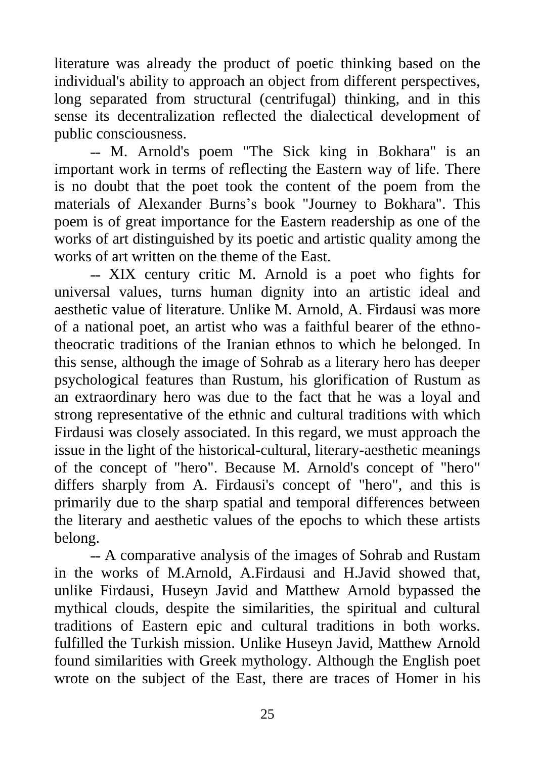literature was already the product of poetic thinking based on the individual's ability to approach an object from different perspectives, long separated from structural (centrifugal) thinking, and in this sense its decentralization reflected the dialectical development of public consciousness.

– M. Arnold's poem "The Sick king in Bokhara" is an important work in terms of reflecting the Eastern way of life. There is no doubt that the poet took the content of the poem from the materials of Alexander Burns's book "Journey to Bokhara". This poem is of great importance for the Eastern readership as one of the works of art distinguished by its poetic and artistic quality among the works of art written on the theme of the East.

– XIX century critic M. Arnold is a poet who fights for universal values, turns human dignity into an artistic ideal and aesthetic value of literature. Unlike M. Arnold, A. Firdausi was more of a national poet, an artist who was a faithful bearer of the ethno-theocratic traditions of the Iranian ethnos to which he belonged. In this sense, although the image of Sohrab as a literary hero has deeper psychological features than Rustum, his glorification of Rustum as an extraordinary hero was due to the fact that he was a loyal and strong representative of the ethnic and cultural traditions with which Firdausi was closely associated. In this regard, we must approach the issue in the light of the historical-cultural, literary-aesthetic meanings of the concept of "hero". Because M. Arnold's concept of "hero" differs sharply from A. Firdausi's concept of "hero", and this is primarily due to the sharp spatial and temporal differences between the literary and aesthetic values of the epochs to which these artists belong.

– A comparative analysis of the images of Sohrab and Rustam in the works of M.Arnold, A.Firdausi and H.Javid showed that, unlike Firdausi, Huseyn Javid and Matthew Arnold bypassed the mythical clouds, despite the similarities, the spiritual and cultural traditions of Eastern epic and cultural traditions in both works. fulfilled the Turkish mission. Unlike Huseyn Javid, Matthew Arnold found similarities with Greek mythology. Although the English poet wrote on the subject of the East, there are traces of Homer in his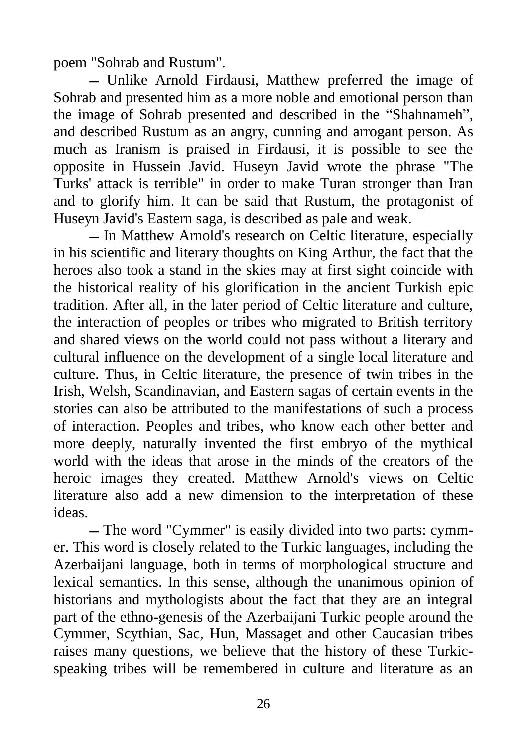poem "Sohrab and Rustum".

– Unlike Arnold Firdausi, Matthew preferred the image of Sohrab and presented him as a more noble and emotional person than the image of Sohrab presented and described in the "Shahnameh", and described Rustum as an angry, cunning and arrogant person. As much as Iranism is praised in Firdausi, it is possible to see the opposite in Hussein Javid. Huseyn Javid wrote the phrase "The Turks' attack is terrible" in order to make Turan stronger than Iran and to glorify him. It can be said that Rustum, the protagonist of Huseyn Javid's Eastern saga, is described as pale and weak.

– In Matthew Arnold's research on Celtic literature, especially in his scientific and literary thoughts on King Arthur, the fact that the heroes also took a stand in the skies may at first sight coincide with the historical reality of his glorification in the ancient Turkish epic tradition. After all, in the later period of Celtic literature and culture, the interaction of peoples or tribes who migrated to British territory and shared views on the world could not pass without a literary and cultural influence on the development of a single local literature and culture. Thus, in Celtic literature, the presence of twin tribes in the Irish, Welsh, Scandinavian, and Eastern sagas of certain events in the stories can also be attributed to the manifestations of such a process of interaction. Peoples and tribes, who know each other better and more deeply, naturally invented the first embryo of the mythical world with the ideas that arose in the minds of the creators of the heroic images they created. Matthew Arnold's views on Celtic literature also add a new dimension to the interpretation of these ideas.

– The word "Cymmer" is easily divided into two parts: cymm-er. This word is closely related to the Turkic languages, including the Azerbaijani language, both in terms of morphological structure and lexical semantics. In this sense, although the unanimous opinion of historians and mythologists about the fact that they are an integral part of the ethno-genesis of the Azerbaijani Turkic people around the Cymmer, Scythian, Sac, Hun, Massaget and other Caucasian tribes raises many questions, we believe that the history of these Turkic-speaking tribes will be remembered in culture and literature as an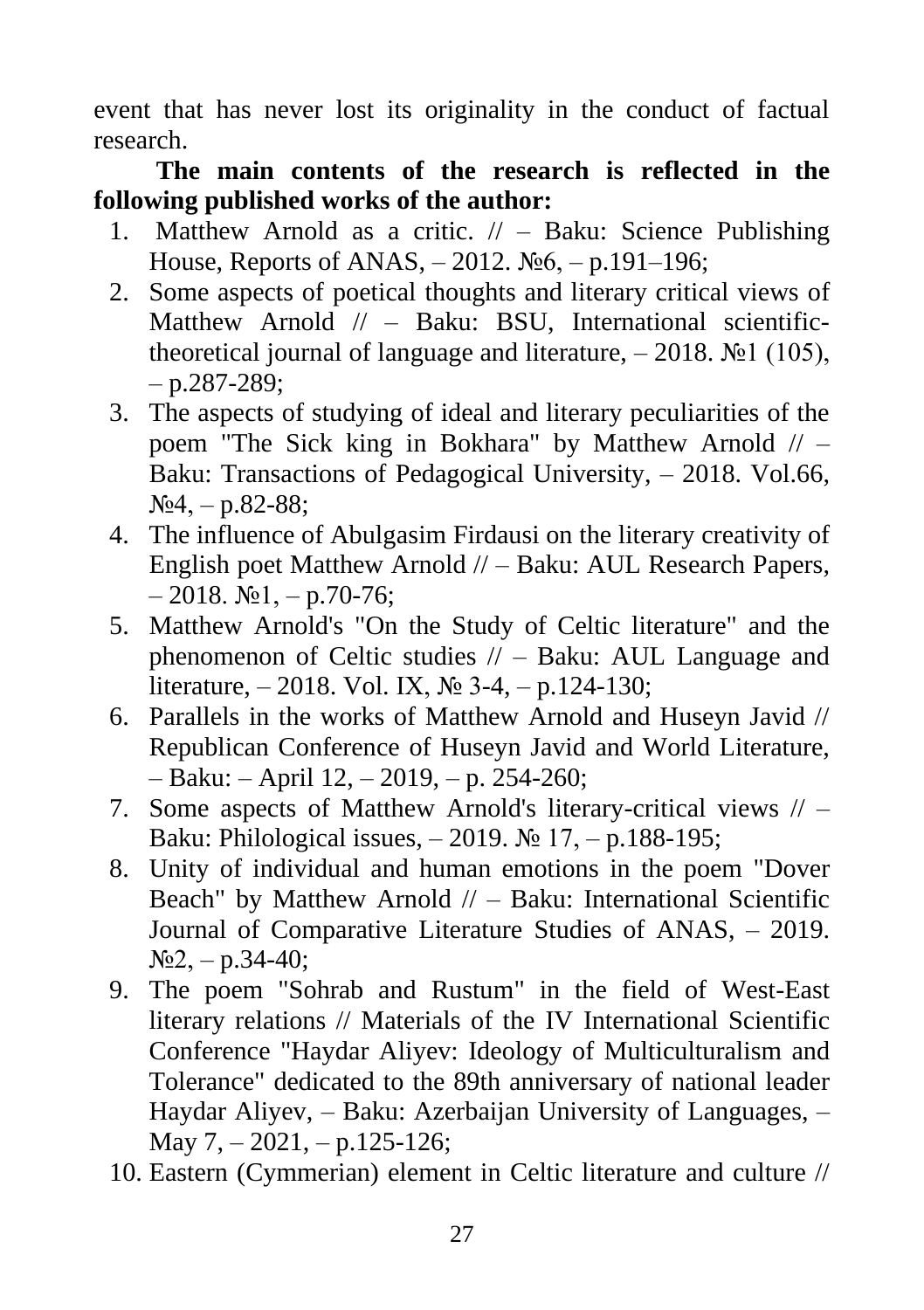event that has never lost its originality in the conduct of factual research.

**The main contents of the research is reflected in the following published works of the author:**

1. Matthew Arnold as a critic. // – Baku: Science Publishing House, Reports of ANAS, – 2012. №6, – p.191–196;
2. Some aspects of poetical thoughts and literary critical views of Matthew Arnold // – Baku: BSU, International scientific-theoretical journal of language and literature, – 2018. №1 (105), – p.287-289;
3. The aspects of studying of ideal and literary peculiarities of the poem "The Sick king in Bokhara" by Matthew Arnold // – Baku: Transactions of Pedagogical University, – 2018. Vol.66, №4, – p.82-88;
4. The influence of Abulgasim Firdausi on the literary creativity of English poet Matthew Arnold // – Baku: AUL Research Papers, – 2018. №1, – p.70-76;
5. Matthew Arnold's "On the Study of Celtic literature" and the phenomenon of Celtic studies // – Baku: AUL Language and literature, – 2018. Vol. IX, № 3-4, – p.124-130;
6. Parallels in the works of Matthew Arnold and Huseyn Javid // Republican Conference of Huseyn Javid and World Literature, – Baku: – April 12, – 2019, – p. 254-260;
7. Some aspects of Matthew Arnold's literary-critical views // – Baku: Philological issues, – 2019. № 17, – p.188-195;
8. Unity of individual and human emotions in the poem "Dover Beach" by Matthew Arnold // – Baku: International Scientific Journal of Comparative Literature Studies of ANAS, – 2019. №2, – p.34-40;
9. The poem "Sohrab and Rustum" in the field of West-East literary relations // Materials of the IV International Scientific Conference "Haydar Aliyev: Ideology of Multiculturalism and Tolerance" dedicated to the 89th anniversary of national leader Haydar Aliyev, – Baku: Azerbaijan University of Languages, – May 7, – 2021, – p.125-126;
10. Eastern (Cymmerian) element in Celtic literature and culture //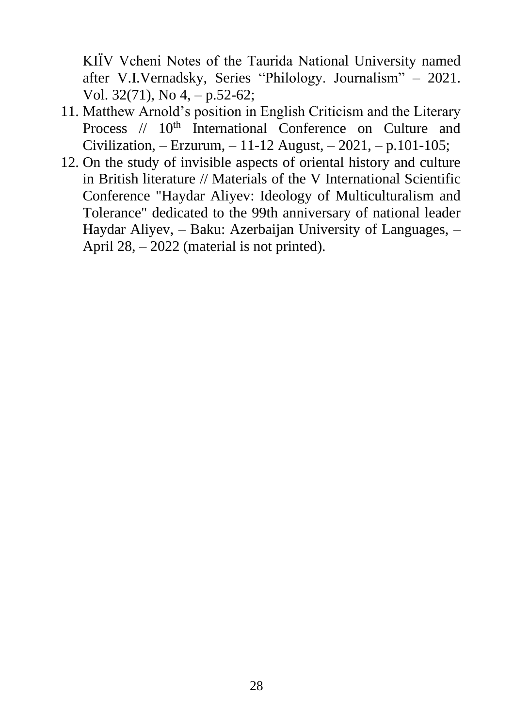KIÏV Vcheni Notes of the Taurida National University named after V.I.Vernadsky, Series "Philology. Journalism" – 2021. Vol. 32(71), No 4, – p.52-62;

11. Matthew Arnold's position in English Criticism and the Literary Process // 10th International Conference on Culture and Civilization, – Erzurum, – 11-12 August, – 2021, – p.101-105;
12. On the study of invisible aspects of oriental history and culture in British literature // Materials of the V International Scientific Conference "Haydar Aliyev: Ideology of Multiculturalism and Tolerance" dedicated to the 99th anniversary of national leader Haydar Aliyev, – Baku: Azerbaijan University of Languages, – April 28, – 2022 (material is not printed).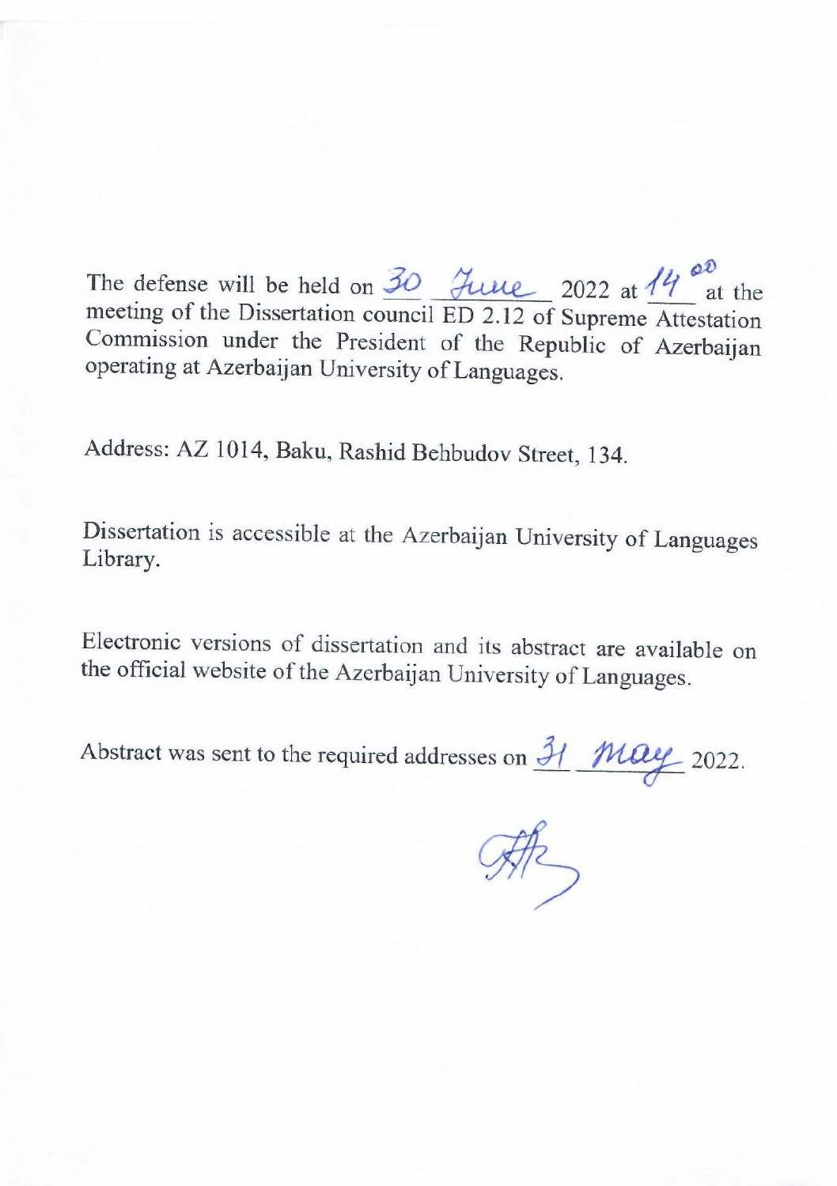The defense will be held on 30 June 2022 at $14^{00}$ at the meeting of the Dissertation council ED 2.12 of Supreme Attestation Commission under the President of the Republic of Azerbaijan operating at Azerbaijan University of Languages.

Address: AZ 1014, Baku, Rashid Behbudov Street, 134.

Dissertation is accessible at the Azerbaijan University of Languages Library.

Electronic versions of dissertation and its abstract are available on the official website of the Azerbaijan University of Languages.

Abstract was sent to the required addresses on 31 May 2022.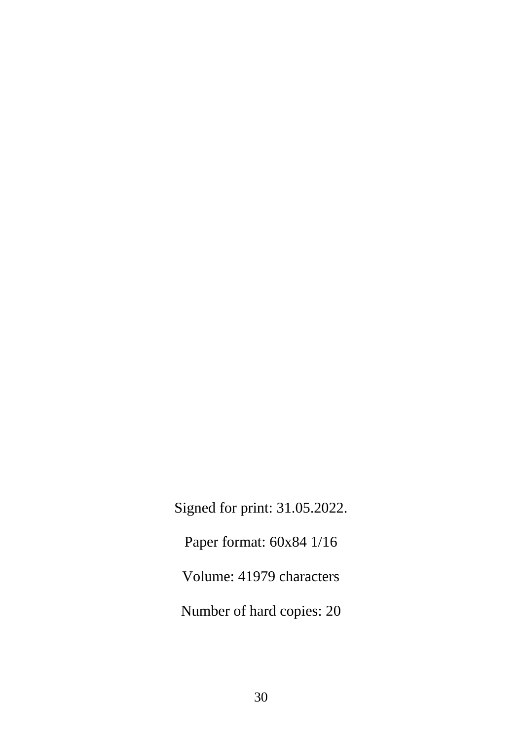Signed for print: 31.05.2022.

Paper format: 60x84 1/16

Volume: 41979 characters

Number of hard copies: 20